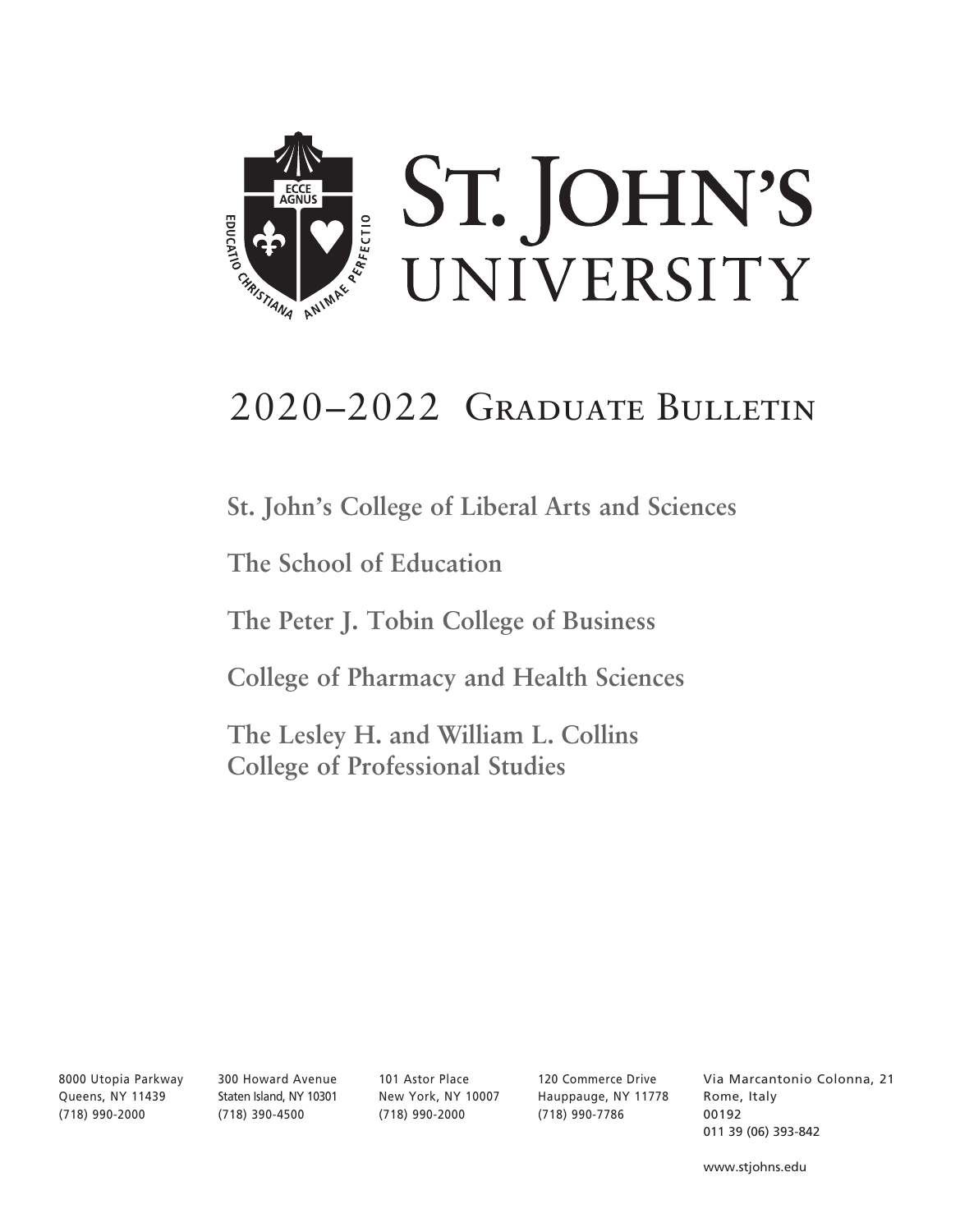# St. John's University

## 2020–2022 Graduate Bulletin

**St. John's College of Liberal Arts and Sciences**

**The School of Education**

**The Peter J. Tobin College of Business**

**College of Pharmacy and Health Sciences**

**The Lesley H. and William L. Collins College of Professional Studies**

8000 Utopia Parkway
Queens, NY 11439
(718) 990-2000

300 Howard Avenue
Staten Island, NY 10301
(718) 390-4500

101 Astor Place
New York, NY 10007
(718) 990-2000

120 Commerce Drive
Hauppauge, NY 11778
(718) 990-7786

Via Marcantonio Colonna, 21
Rome, Italy
00192
011 39 (06) 393-842

www.stjohns.edu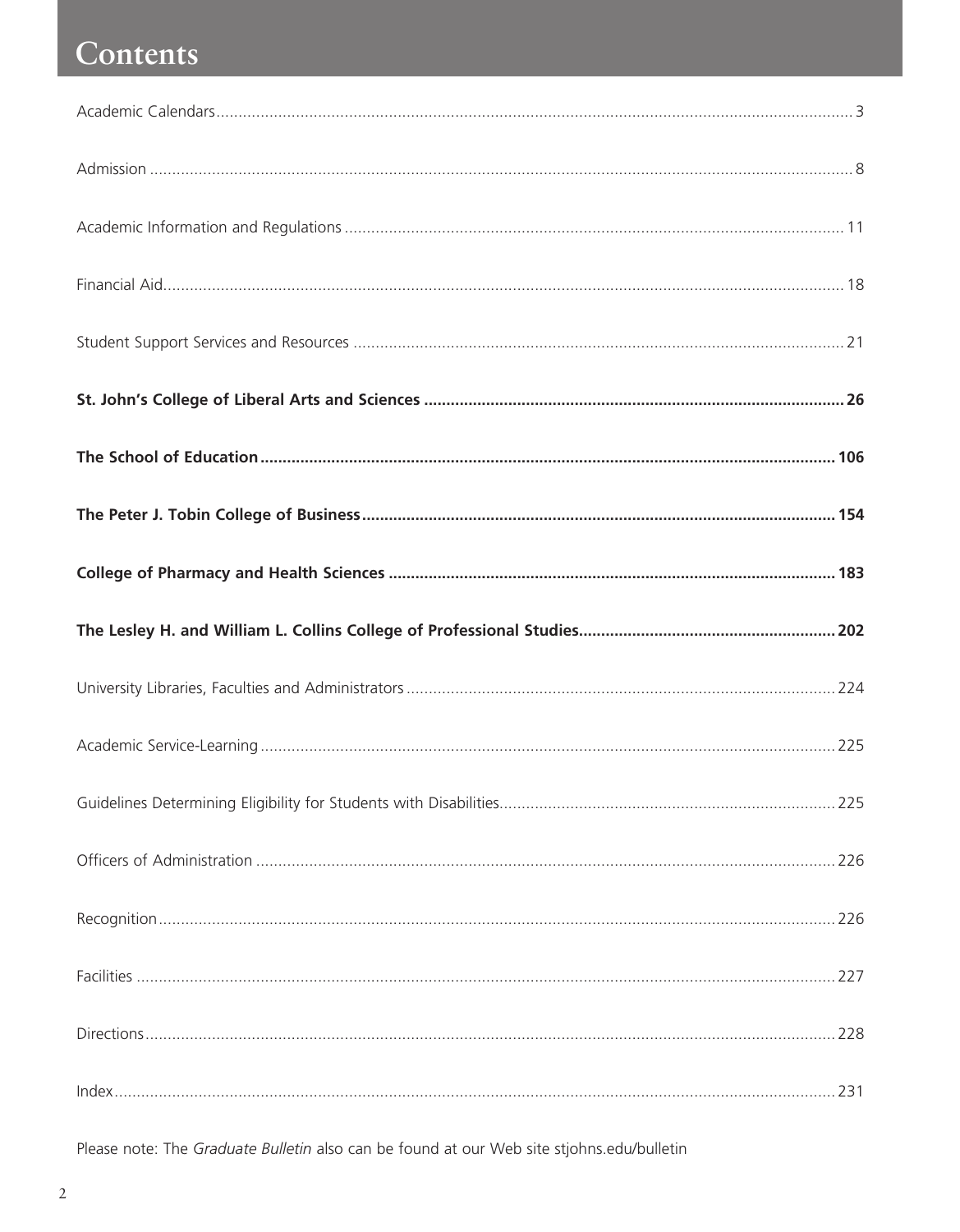# Contents

| | |
|---|---|
| Academic Calendars | 3 |
| Admission | 8 |
| Academic Information and Regulations | 11 |
| Financial Aid | 18 |
| Student Support Services and Resources | 21 |
| **St. John's College of Liberal Arts and Sciences** | **26** |
| **The School of Education** | **106** |
| **The Peter J. Tobin College of Business** | **154** |
| **College of Pharmacy and Health Sciences** | **183** |
| **The Lesley H. and William L. Collins College of Professional Studies** | **202** |
| University Libraries, Faculties and Administrators | 224 |
| Academic Service-Learning | 225 |
| Guidelines Determining Eligibility for Students with Disabilities | 225 |
| Officers of Administration | 226 |
| Recognition | 226 |
| Facilities | 227 |
| Directions | 228 |
| Index | 231 |

Please note: The *Graduate Bulletin* also can be found at our Web site stjohns.edu/bulletin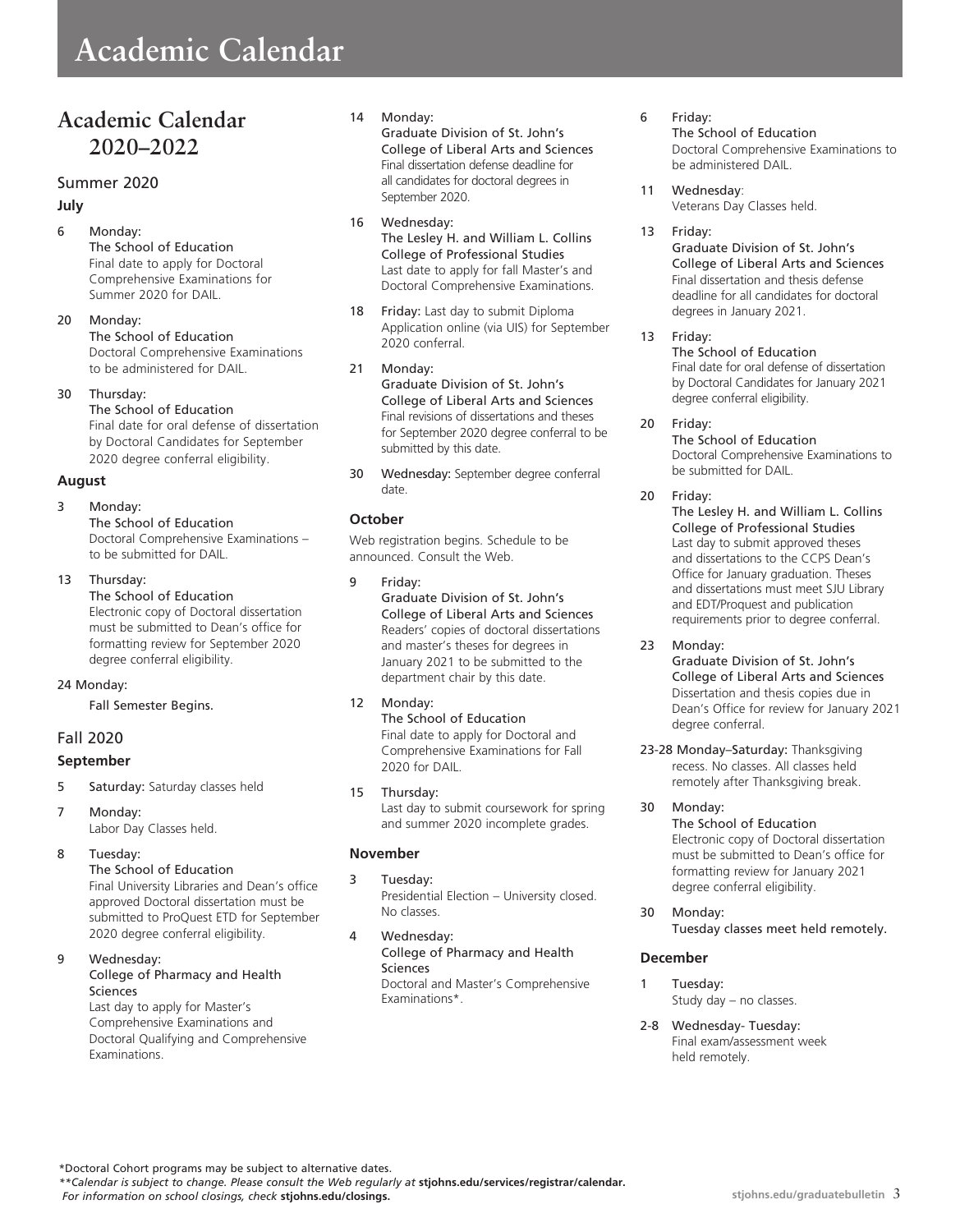# Academic Calendar

## Academic Calendar 2020–2022

### Summer 2020

#### July

6 Monday:
The School of Education
Final date to apply for Doctoral Comprehensive Examinations for Summer 2020 for DAIL.

20 Monday:
The School of Education
Doctoral Comprehensive Examinations to be administered for DAIL.

30 Thursday:
The School of Education
Final date for oral defense of dissertation by Doctoral Candidates for September 2020 degree conferral eligibility.

#### August

3 Monday:
The School of Education
Doctoral Comprehensive Examinations – to be submitted for DAIL.

13 Thursday:
The School of Education
Electronic copy of Doctoral dissertation must be submitted to Dean's office for formatting review for September 2020 degree conferral eligibility.

24 Monday:
Fall Semester Begins.

### Fall 2020

#### September

5 Saturday: Saturday classes held

7 Monday:
Labor Day Classes held.

8 Tuesday:
The School of Education
Final University Libraries and Dean's office approved Doctoral dissertation must be submitted to ProQuest ETD for September 2020 degree conferral eligibility.

9 Wednesday:
College of Pharmacy and Health Sciences
Last day to apply for Master's Comprehensive Examinations and Doctoral Qualifying and Comprehensive Examinations.

14 Monday:
Graduate Division of St. John's College of Liberal Arts and Sciences
Final dissertation defense deadline for all candidates for doctoral degrees in September 2020.

16 Wednesday:
The Lesley H. and William L. Collins College of Professional Studies
Last date to apply for fall Master's and Doctoral Comprehensive Examinations.

18 Friday: Last day to submit Diploma Application online (via UIS) for September 2020 conferral.

21 Monday:
Graduate Division of St. John's College of Liberal Arts and Sciences
Final revisions of dissertations and theses for September 2020 degree conferral to be submitted by this date.

30 Wednesday: September degree conferral date.

#### October

Web registration begins. Schedule to be announced. Consult the Web.

9 Friday:
Graduate Division of St. John's College of Liberal Arts and Sciences
Readers' copies of doctoral dissertations and master's theses for degrees in January 2021 to be submitted to the department chair by this date.

12 Monday:
The School of Education
Final date to apply for Doctoral and Comprehensive Examinations for Fall 2020 for DAIL.

15 Thursday:
Last day to submit coursework for spring and summer 2020 incomplete grades.

#### November

3 Tuesday:
Presidential Election – University closed. No classes.

4 Wednesday:
College of Pharmacy and Health Sciences
Doctoral and Master's Comprehensive Examinations*.

6 Friday:
The School of Education
Doctoral Comprehensive Examinations to be administered DAIL.

11 Wednesday:
Veterans Day Classes held.

13 Friday:
Graduate Division of St. John's College of Liberal Arts and Sciences
Final dissertation and thesis defense deadline for all candidates for doctoral degrees in January 2021.

13 Friday:
The School of Education
Final date for oral defense of dissertation by Doctoral Candidates for January 2021 degree conferral eligibility.

20 Friday:
The School of Education
Doctoral Comprehensive Examinations to be submitted for DAIL.

20 Friday:
The Lesley H. and William L. Collins College of Professional Studies
Last day to submit approved theses and dissertations to the CCPS Dean's Office for January graduation. Theses and dissertations must meet SJU Library and EDT/Proquest and publication requirements prior to degree conferral.

23 Monday:
Graduate Division of St. John's College of Liberal Arts and Sciences
Dissertation and thesis copies due in Dean's Office for review for January 2021 degree conferral.

23-28 Monday–Saturday: Thanksgiving recess. No classes. All classes held remotely after Thanksgiving break.

30 Monday:
The School of Education
Electronic copy of Doctoral dissertation must be submitted to Dean's office for formatting review for January 2021 degree conferral eligibility.

30 Monday:
Tuesday classes meet held remotely.

#### December

1 Tuesday:
Study day – no classes.

2-8 Wednesday- Tuesday:
Final exam/assessment week held remotely.

*Doctoral Cohort programs may be subject to alternative dates.

*\*Calendar is subject to change. Please consult the Web regularly at* **stjohns.edu/services/registrar/calendar.**
*For information on school closings, check* **stjohns.edu/closings.**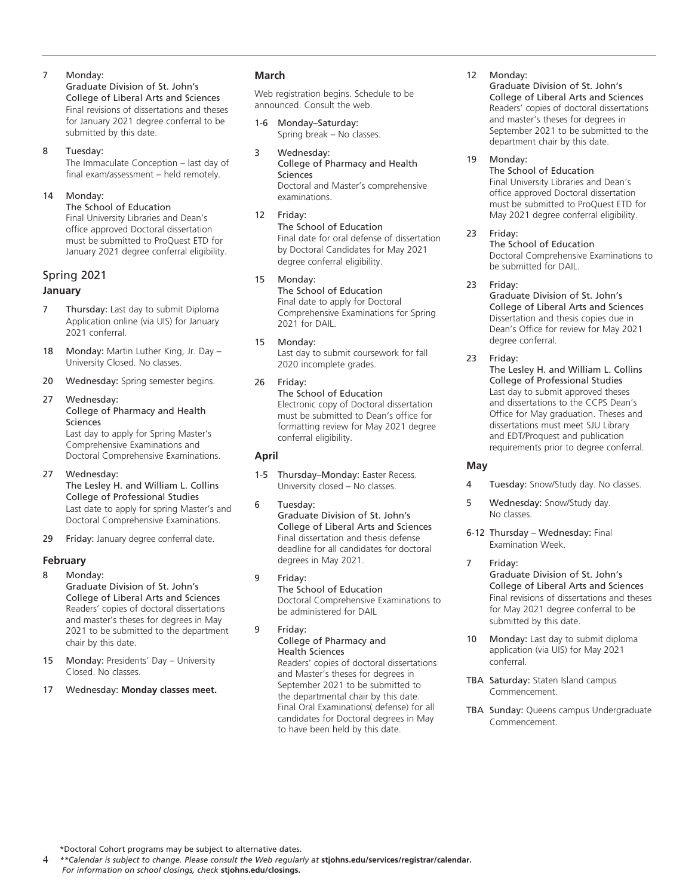7 Monday:
Graduate Division of St. John's College of Liberal Arts and Sciences
Final revisions of dissertations and theses for January 2021 degree conferral to be submitted by this date.

8 Tuesday:
The Immaculate Conception – last day of final exam/assessment – held remotely.

14 Monday:
The School of Education
Final University Libraries and Dean's office approved Doctoral dissertation must be submitted to ProQuest ETD for January 2021 degree conferral eligibility.

## Spring 2021

### January

7 **Thursday:** Last day to submit Diploma Application online (via UIS) for January 2021 conferral.

18 **Monday:** Martin Luther King, Jr. Day – University Closed. No classes.

20 **Wednesday:** Spring semester begins.

27 Wednesday:
College of Pharmacy and Health Sciences
Last day to apply for Spring Master's Comprehensive Examinations and Doctoral Comprehensive Examinations.

27 Wednesday:
The Lesley H. and William L. Collins College of Professional Studies
Last date to apply for spring Master's and Doctoral Comprehensive Examinations.

29 **Friday:** January degree conferral date.

### February

8 Monday:
Graduate Division of St. John's College of Liberal Arts and Sciences
Readers' copies of doctoral dissertations and master's theses for degrees in May 2021 to be submitted to the department chair by this date.

15 **Monday:** Presidents' Day – University Closed. No classes.

17 Wednesday: **Monday classes meet.**

### March

Web registration begins. Schedule to be announced. Consult the web.

1-6 Monday–Saturday:
Spring break – No classes.

3 Wednesday:
College of Pharmacy and Health Sciences
Doctoral and Master's comprehensive examinations.

12 Friday:
The School of Education
Final date for oral defense of dissertation by Doctoral Candidates for May 2021 degree conferral eligibility.

15 Monday:
The School of Education
Final date to apply for Doctoral Comprehensive Examinations for Spring 2021 for DAIL.

15 Monday:
Last day to submit coursework for fall 2020 incomplete grades.

26 Friday:
The School of Education
Electronic copy of Doctoral dissertation must be submitted to Dean's office for formatting review for May 2021 degree conferral eligibility.

### April

1-5 **Thursday–Monday:** Easter Recess. University closed – No classes.

6 Tuesday:
Graduate Division of St. John's College of Liberal Arts and Sciences
Final dissertation and thesis defense deadline for all candidates for doctoral degrees in May 2021.

9 Friday:
The School of Education
Doctoral Comprehensive Examinations to be administered for DAIL

9 Friday:
College of Pharmacy and Health Sciences
Readers' copies of doctoral dissertations and Master's theses for degrees in September 2021 to be submitted to the departmental chair by this date. Final Oral Examinations( defense) for all candidates for Doctoral degrees in May to have been held by this date.

12 Monday:
Graduate Division of St. John's College of Liberal Arts and Sciences
Readers' copies of doctoral dissertations and master's theses for degrees in September 2021 to be submitted to the department chair by this date.

19 Monday:
The School of Education
Final University Libraries and Dean's office approved Doctoral dissertation must be submitted to ProQuest ETD for May 2021 degree conferral eligibility.

23 Friday:
The School of Education
Doctoral Comprehensive Examinations to be submitted for DAIL.

23 Friday:
Graduate Division of St. John's College of Liberal Arts and Sciences
Dissertation and thesis copies due in Dean's Office for review for May 2021 degree conferral.

23 Friday:
The Lesley H. and William L. Collins College of Professional Studies
Last day to submit approved theses and dissertations to the CCPS Dean's Office for May graduation. Theses and dissertations must meet SJU Library and EDT/Proquest and publication requirements prior to degree conferral.

### May

4 **Tuesday:** Snow/Study day. No classes.

5 **Wednesday:** Snow/Study day. No classes.

6-12 **Thursday – Wednesday:** Final Examination Week.

7 Friday:
Graduate Division of St. John's College of Liberal Arts and Sciences
Final revisions of dissertations and theses for May 2021 degree conferral to be submitted by this date.

10 **Monday:** Last day to submit diploma application (via UIS) for May 2021 conferral.

TBA **Saturday:** Staten Island campus Commencement.

TBA **Sunday:** Queens campus Undergraduate Commencement.

\*Doctoral Cohort programs may be subject to alternative dates.
\*\**Calendar is subject to change. Please consult the Web regularly at* **stjohns.edu/services/registrar/calendar.**
*For information on school closings, check* **stjohns.edu/closings.**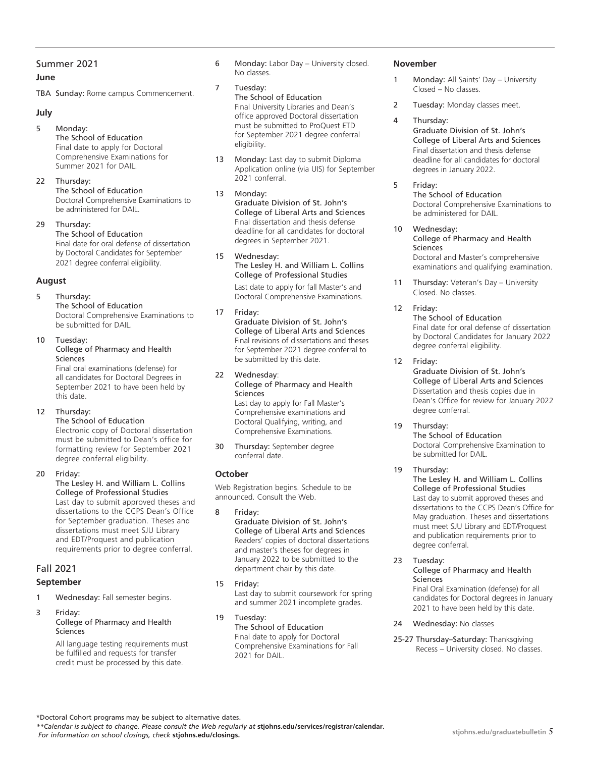## Summer 2021

### June

TBA **Sunday:** Rome campus Commencement.

### July

5 **Monday:**
The School of Education
Final date to apply for Doctoral Comprehensive Examinations for Summer 2021 for DAIL.

22 **Thursday:**
The School of Education
Doctoral Comprehensive Examinations to be administered for DAIL.

29 **Thursday:**
The School of Education
Final date for oral defense of dissertation by Doctoral Candidates for September 2021 degree conferral eligibility.

### August

5 **Thursday:**
The School of Education
Doctoral Comprehensive Examinations to be submitted for DAIL.

10 **Tuesday:**
College of Pharmacy and Health Sciences
Final oral examinations (defense) for all candidates for Doctoral Degrees in September 2021 to have been held by this date.

12 **Thursday:**
The School of Education
Electronic copy of Doctoral dissertation must be submitted to Dean's office for formatting review for September 2021 degree conferral eligibility.

20 **Friday:**
The Lesley H. and William L. Collins College of Professional Studies
Last day to submit approved theses and dissertations to the CCPS Dean's Office for September graduation. Theses and dissertations must meet SJU Library and EDT/Proquest and publication requirements prior to degree conferral.

## Fall 2021

### September

1 **Wednesday:** Fall semester begins.

3 **Friday:**
College of Pharmacy and Health Sciences
All language testing requirements must be fulfilled and requests for transfer credit must be processed by this date.

6 **Monday:** Labor Day – University closed. No classes.

7 **Tuesday:**
The School of Education
Final University Libraries and Dean's office approved Doctoral dissertation must be submitted to ProQuest ETD for September 2021 degree conferral eligibility.

13 **Monday:** Last day to submit Diploma Application online (via UIS) for September 2021 conferral.

13 **Monday:**
Graduate Division of St. John's College of Liberal Arts and Sciences
Final dissertation and thesis defense deadline for all candidates for doctoral degrees in September 2021.

15 **Wednesday:**
The Lesley H. and William L. Collins College of Professional Studies
Last date to apply for fall Master's and Doctoral Comprehensive Examinations.

17 **Friday:**
Graduate Division of St. John's College of Liberal Arts and Sciences
Final revisions of dissertations and theses for September 2021 degree conferral to be submitted by this date.

22 **Wednesday:**
College of Pharmacy and Health Sciences
Last day to apply for Fall Master's Comprehensive examinations and Doctoral Qualifying, writing, and Comprehensive Examinations.

30 **Thursday:** September degree conferral date.

### October

Web Registration begins. Schedule to be announced. Consult the Web.

8 **Friday:**
Graduate Division of St. John's College of Liberal Arts and Sciences
Readers' copies of doctoral dissertations and master's theses for degrees in January 2022 to be submitted to the department chair by this date.

15 **Friday:**
Last day to submit coursework for spring and summer 2021 incomplete grades.

19 **Tuesday:**
The School of Education
Final date to apply for Doctoral Comprehensive Examinations for Fall 2021 for DAIL.

### November

1 **Monday:** All Saints' Day – University Closed – No classes.

2 **Tuesday:** Monday classes meet.

4 **Thursday:**
Graduate Division of St. John's College of Liberal Arts and Sciences
Final dissertation and thesis defense deadline for all candidates for doctoral degrees in January 2022.

5 **Friday:**
The School of Education
Doctoral Comprehensive Examinations to be administered for DAIL.

10 **Wednesday:**
College of Pharmacy and Health Sciences
Doctoral and Master's comprehensive examinations and qualifying examination.

11 **Thursday:** Veteran's Day – University Closed. No classes.

12 **Friday:**
The School of Education
Final date for oral defense of dissertation by Doctoral Candidates for January 2022 degree conferral eligibility.

12 **Friday:**
Graduate Division of St. John's College of Liberal Arts and Sciences
Dissertation and thesis copies due in Dean's Office for review for January 2022 degree conferral.

19 **Thursday:**
The School of Education
Doctoral Comprehensive Examination to be submitted for DAIL.

19 **Thursday:**
The Lesley H. and William L. Collins College of Professional Studies
Last day to submit approved theses and dissertations to the CCPS Dean's Office for May graduation. Theses and dissertations must meet SJU Library and EDT/Proquest and publication requirements prior to degree conferral.

23 **Tuesday:**
College of Pharmacy and Health Sciences
Final Oral Examination (defense) for all candidates for Doctoral degrees in January 2021 to have been held by this date.

24 **Wednesday:** No classes

25-27 **Thursday–Saturday:** Thanksgiving Recess – University closed. No classes.

---

*Doctoral Cohort programs may be subject to alternative dates.

***Calendar is subject to change. Please consult the Web regularly at* **stjohns.edu/services/registrar/calendar.**
*For information on school closings, check* **stjohns.edu/closings.**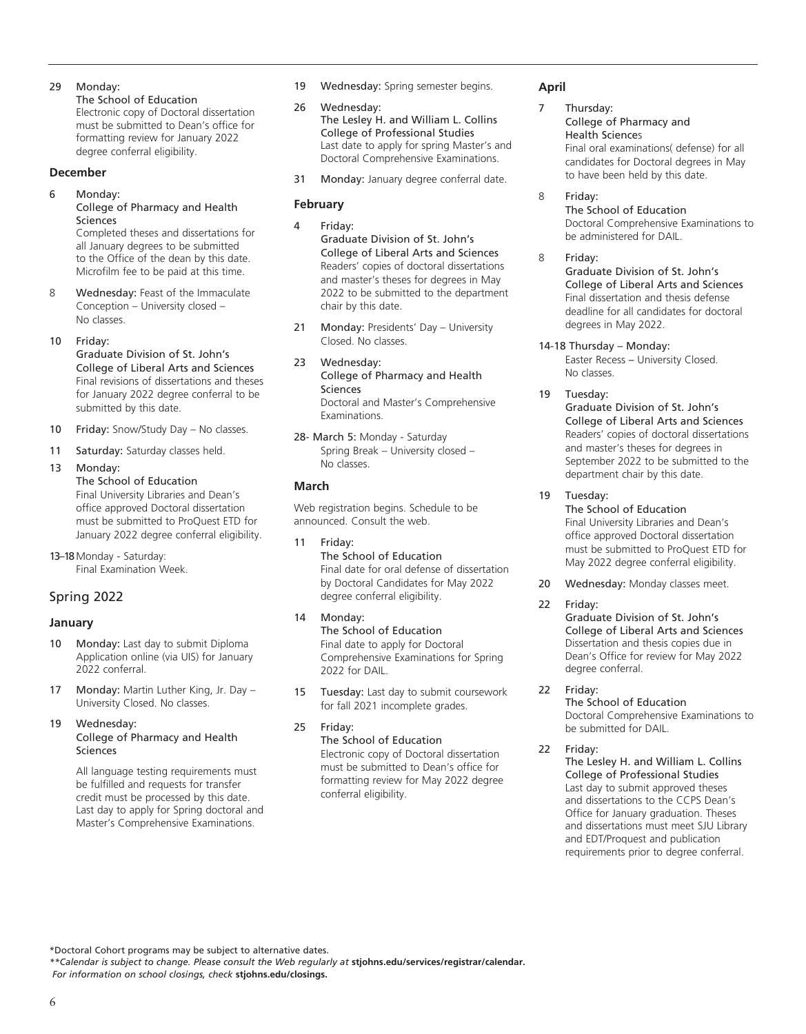29 Monday:
The School of Education
Electronic copy of Doctoral dissertation must be submitted to Dean's office for formatting review for January 2022 degree conferral eligibility.

### December

6 Monday:
College of Pharmacy and Health Sciences
Completed theses and dissertations for all January degrees to be submitted to the Office of the dean by this date. Microfilm fee to be paid at this time.

8 Wednesday: Feast of the Immaculate Conception – University closed – No classes.

10 Friday:
Graduate Division of St. John's College of Liberal Arts and Sciences
Final revisions of dissertations and theses for January 2022 degree conferral to be submitted by this date.

10 Friday: Snow/Study Day – No classes.

11 Saturday: Saturday classes held.

13 Monday:
The School of Education
Final University Libraries and Dean's office approved Doctoral dissertation must be submitted to ProQuest ETD for January 2022 degree conferral eligibility.

13–18 Monday - Saturday:
Final Examination Week.

## Spring 2022

### January

10 Monday: Last day to submit Diploma Application online (via UIS) for January 2022 conferral.

17 Monday: Martin Luther King, Jr. Day – University Closed. No classes.

19 Wednesday:
College of Pharmacy and Health Sciences
All language testing requirements must be fulfilled and requests for transfer credit must be processed by this date. Last day to apply for Spring doctoral and Master's Comprehensive Examinations.

19 Wednesday: Spring semester begins.

26 Wednesday:
The Lesley H. and William L. Collins College of Professional Studies
Last date to apply for spring Master's and Doctoral Comprehensive Examinations.

31 Monday: January degree conferral date.

### February

4 Friday:
Graduate Division of St. John's College of Liberal Arts and Sciences
Readers' copies of doctoral dissertations and master's theses for degrees in May 2022 to be submitted to the department chair by this date.

21 Monday: Presidents' Day – University Closed. No classes.

23 Wednesday:
College of Pharmacy and Health Sciences
Doctoral and Master's Comprehensive Examinations.

28- March 5: Monday - Saturday
Spring Break – University closed – No classes.

### March

Web registration begins. Schedule to be announced. Consult the web.

11 Friday:
The School of Education
Final date for oral defense of dissertation by Doctoral Candidates for May 2022 degree conferral eligibility.

14 Monday:
The School of Education
Final date to apply for Doctoral Comprehensive Examinations for Spring 2022 for DAIL.

15 Tuesday: Last day to submit coursework for fall 2021 incomplete grades.

25 Friday:
The School of Education
Electronic copy of Doctoral dissertation must be submitted to Dean's office for formatting review for May 2022 degree conferral eligibility.

### April

7 Thursday:
College of Pharmacy and Health Sciences
Final oral examinations( defense) for all candidates for Doctoral degrees in May to have been held by this date.

8 Friday:
The School of Education
Doctoral Comprehensive Examinations to be administered for DAIL.

8 Friday:
Graduate Division of St. John's College of Liberal Arts and Sciences
Final dissertation and thesis defense deadline for all candidates for doctoral degrees in May 2022.

14-18 Thursday – Monday:
Easter Recess – University Closed. No classes.

19 Tuesday:
Graduate Division of St. John's College of Liberal Arts and Sciences
Readers' copies of doctoral dissertations and master's theses for degrees in September 2022 to be submitted to the department chair by this date.

19 Tuesday:
The School of Education
Final University Libraries and Dean's office approved Doctoral dissertation must be submitted to ProQuest ETD for May 2022 degree conferral eligibility.

20 Wednesday: Monday classes meet.

22 Friday:
Graduate Division of St. John's College of Liberal Arts and Sciences
Dissertation and thesis copies due in Dean's Office for review for May 2022 degree conferral.

22 Friday:
The School of Education
Doctoral Comprehensive Examinations to be submitted for DAIL.

22 Friday:
The Lesley H. and William L. Collins College of Professional Studies
Last day to submit approved theses and dissertations to the CCPS Dean's Office for January graduation. Theses and dissertations must meet SJU Library and EDT/Proquest and publication requirements prior to degree conferral.

*Doctoral Cohort programs may be subject to alternative dates.
***Calendar is subject to change. Please consult the Web regularly at* **stjohns.edu/services/registrar/calendar.**
*For information on school closings, check* **stjohns.edu/closings.**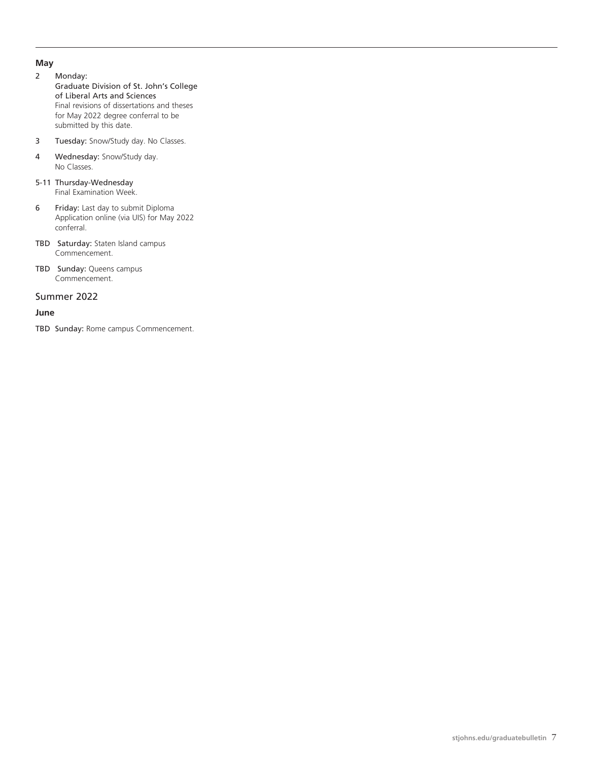### May

- **2** Monday:
  Graduate Division of St. John's College of Liberal Arts and Sciences
  Final revisions of dissertations and theses for May 2022 degree conferral to be submitted by this date.
- **3** **Tuesday:** Snow/Study day. No Classes.
- **4** **Wednesday:** Snow/Study day. No Classes.
- **5-11** Thursday-Wednesday
  Final Examination Week.
- **6** **Friday:** Last day to submit Diploma Application online (via UIS) for May 2022 conferral.
- **TBD** **Saturday:** Staten Island campus Commencement.
- **TBD** **Sunday:** Queens campus Commencement.

## Summer 2022

### June

- **TBD** **Sunday:** Rome campus Commencement.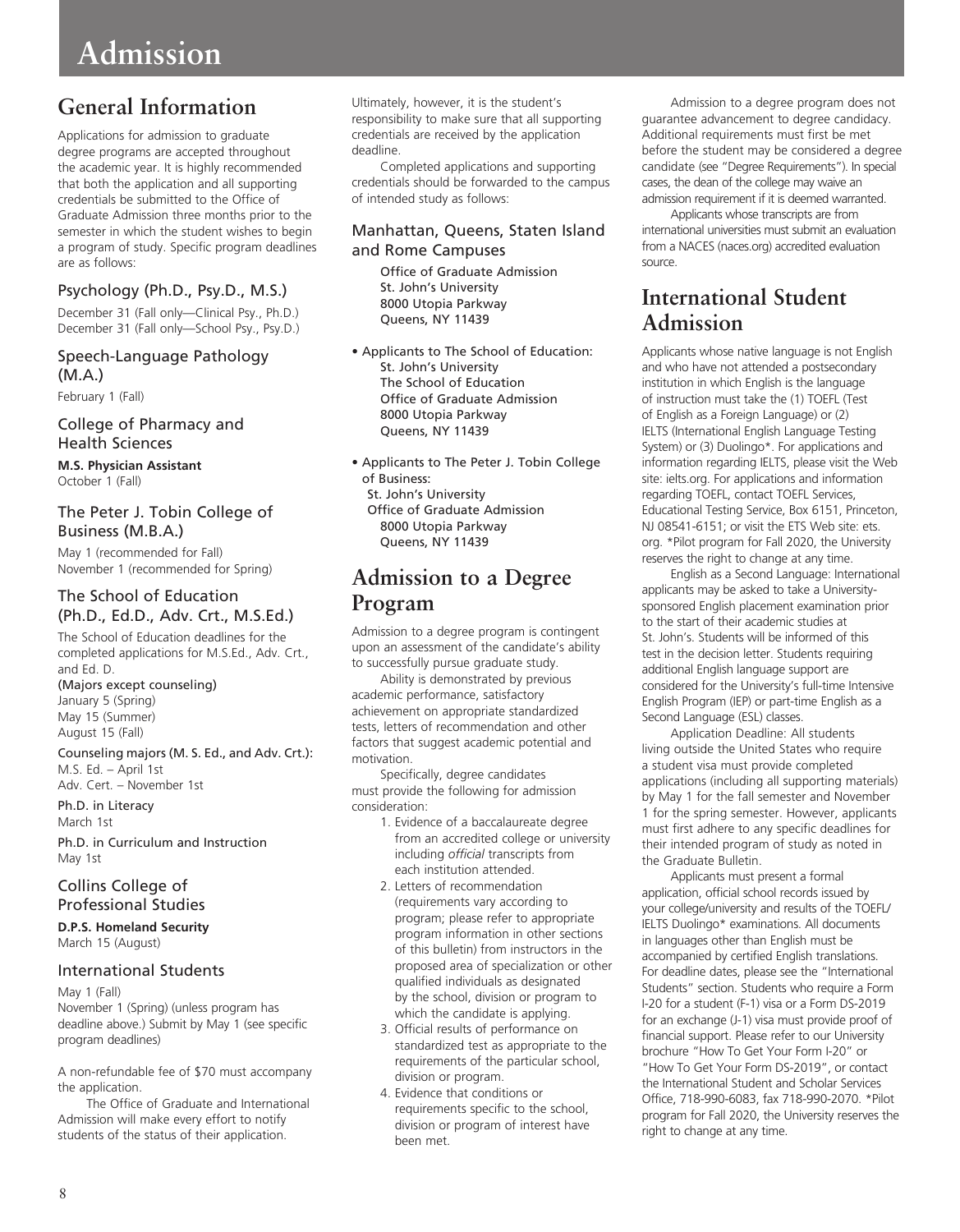# Admission

## General Information

Applications for admission to graduate degree programs are accepted throughout the academic year. It is highly recommended that both the application and all supporting credentials be submitted to the Office of Graduate Admission three months prior to the semester in which the student wishes to begin a program of study. Specific program deadlines are as follows:

### Psychology (Ph.D., Psy.D., M.S.)

December 31 (Fall only—Clinical Psy., Ph.D.)
December 31 (Fall only—School Psy., Psy.D.)

### Speech-Language Pathology (M.A.)

February 1 (Fall)

### College of Pharmacy and Health Sciences

**M.S. Physician Assistant**
October 1 (Fall)

### The Peter J. Tobin College of Business (M.B.A.)

May 1 (recommended for Fall)
November 1 (recommended for Spring)

### The School of Education (Ph.D., Ed.D., Adv. Crt., M.S.Ed.)

The School of Education deadlines for the completed applications for M.S.Ed., Adv. Crt., and Ed. D.

(Majors except counseling)
January 5 (Spring)
May 15 (Summer)
August 15 (Fall)

Counseling majors (M. S. Ed., and Adv. Crt.):
M.S. Ed. – April 1st
Adv. Cert. – November 1st

Ph.D. in Literacy
March 1st

Ph.D. in Curriculum and Instruction
May 1st

### Collins College of Professional Studies

**D.P.S. Homeland Security**
March 15 (August)

### International Students

May 1 (Fall)
November 1 (Spring) (unless program has deadline above.) Submit by May 1 (see specific program deadlines)

A non-refundable fee of $70 must accompany the application.

The Office of Graduate and International Admission will make every effort to notify students of the status of their application. Ultimately, however, it is the student's responsibility to make sure that all supporting credentials are received by the application deadline.

Completed applications and supporting credentials should be forwarded to the campus of intended study as follows:

### Manhattan, Queens, Staten Island and Rome Campuses

Office of Graduate Admission
St. John's University
8000 Utopia Parkway
Queens, NY 11439

- Applicants to The School of Education:
  St. John's University
  The School of Education
  Office of Graduate Admission
  8000 Utopia Parkway
  Queens, NY 11439

- Applicants to The Peter J. Tobin College of Business:
  St. John's University
  Office of Graduate Admission
  8000 Utopia Parkway
  Queens, NY 11439

## Admission to a Degree Program

Admission to a degree program is contingent upon an assessment of the candidate's ability to successfully pursue graduate study.

Ability is demonstrated by previous academic performance, satisfactory achievement on appropriate standardized tests, letters of recommendation and other factors that suggest academic potential and motivation.

Specifically, degree candidates must provide the following for admission consideration:

1. Evidence of a baccalaureate degree from an accredited college or university including *official* transcripts from each institution attended.
2. Letters of recommendation (requirements vary according to program; please refer to appropriate program information in other sections of this bulletin) from instructors in the proposed area of specialization or other qualified individuals as designated by the school, division or program to which the candidate is applying.
3. Official results of performance on standardized test as appropriate to the requirements of the particular school, division or program.
4. Evidence that conditions or requirements specific to the school, division or program of interest have been met.

Admission to a degree program does not guarantee advancement to degree candidacy. Additional requirements must first be met before the student may be considered a degree candidate (see "Degree Requirements"). In special cases, the dean of the college may waive an admission requirement if it is deemed warranted.

Applicants whose transcripts are from international universities must submit an evaluation from a NACES (naces.org) accredited evaluation source.

## International Student Admission

Applicants whose native language is not English and who have not attended a postsecondary institution in which English is the language of instruction must take the (1) TOEFL (Test of English as a Foreign Language) or (2) IELTS (International English Language Testing System) or (3) Duolingo*. For applications and information regarding IELTS, please visit the Web site: ielts.org. For applications and information regarding TOEFL, contact TOEFL Services, Educational Testing Service, Box 6151, Princeton, NJ 08541-6151; or visit the ETS Web site: ets.org. *Pilot program for Fall 2020, the University reserves the right to change at any time.

English as a Second Language: International applicants may be asked to take a University-sponsored English placement examination prior to the start of their academic studies at St. John's. Students will be informed of this test in the decision letter. Students requiring additional English language support are considered for the University's full-time Intensive English Program (IEP) or part-time English as a Second Language (ESL) classes.

Application Deadline: All students living outside the United States who require a student visa must provide completed applications (including all supporting materials) by May 1 for the fall semester and November 1 for the spring semester. However, applicants must first adhere to any specific deadlines for their intended program of study as noted in the Graduate Bulletin.

Applicants must present a formal application, official school records issued by your college/university and results of the TOEFL/IELTS Duolingo* examinations. All documents in languages other than English must be accompanied by certified English translations. For deadline dates, please see the "International Students" section. Students who require a Form I-20 for a student (F-1) visa or a Form DS-2019 for an exchange (J-1) visa must provide proof of financial support. Please refer to our University brochure "How To Get Your Form I-20" or "How To Get Your Form DS-2019", or contact the International Student and Scholar Services Office, 718-990-6083, fax 718-990-2070. *Pilot program for Fall 2020, the University reserves the right to change at any time.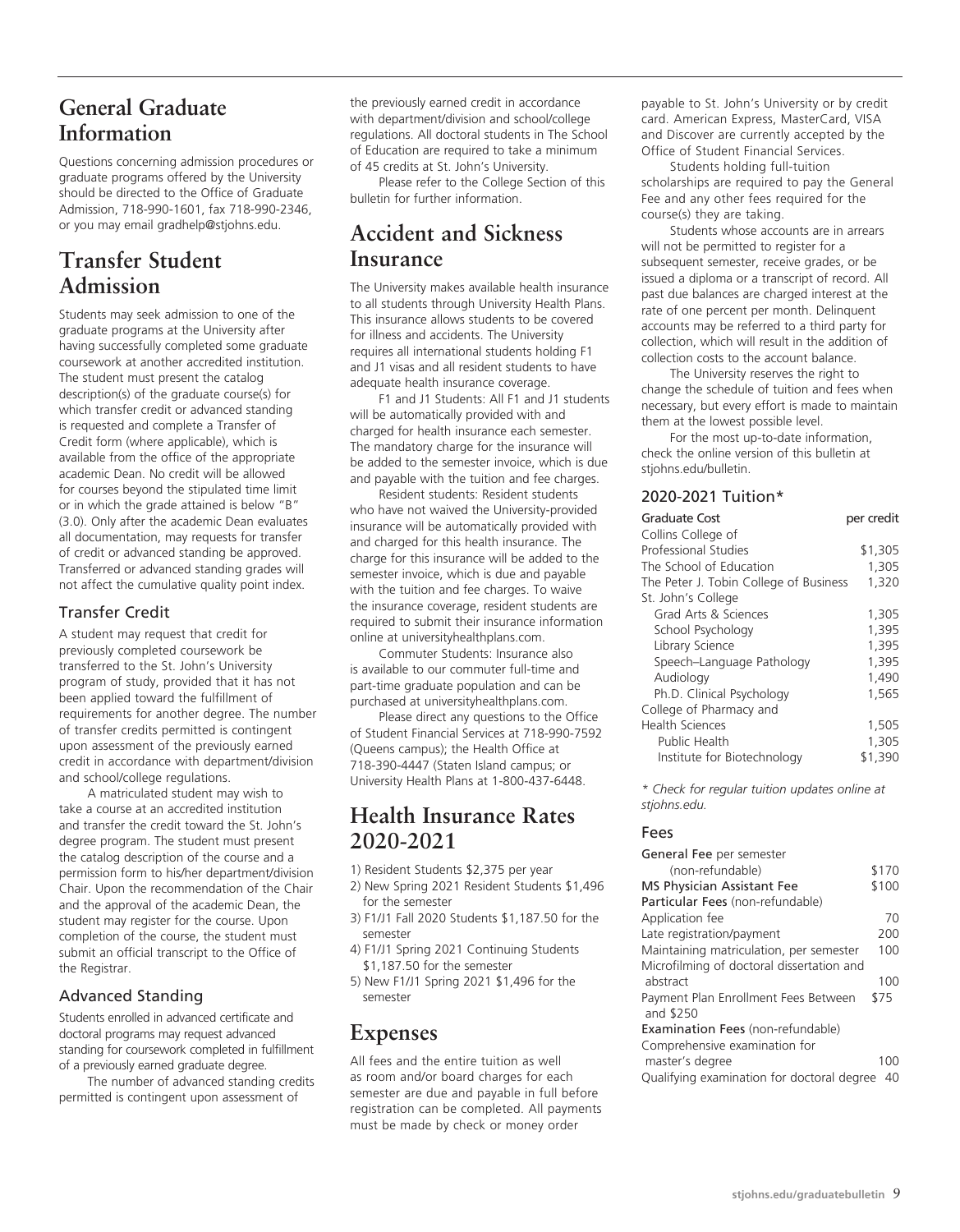## General Graduate Information

Questions concerning admission procedures or graduate programs offered by the University should be directed to the Office of Graduate Admission, 718-990-1601, fax 718-990-2346, or you may email gradhelp@stjohns.edu.

## Transfer Student Admission

Students may seek admission to one of the graduate programs at the University after having successfully completed some graduate coursework at another accredited institution. The student must present the catalog description(s) of the graduate course(s) for which transfer credit or advanced standing is requested and complete a Transfer of Credit form (where applicable), which is available from the office of the appropriate academic Dean. No credit will be allowed for courses beyond the stipulated time limit or in which the grade attained is below "B" (3.0). Only after the academic Dean evaluates all documentation, may requests for transfer of credit or advanced standing be approved. Transferred or advanced standing grades will not affect the cumulative quality point index.

### Transfer Credit

A student may request that credit for previously completed coursework be transferred to the St. John's University program of study, provided that it has not been applied toward the fulfillment of requirements for another degree. The number of transfer credits permitted is contingent upon assessment of the previously earned credit in accordance with department/division and school/college regulations.

A matriculated student may wish to take a course at an accredited institution and transfer the credit toward the St. John's degree program. The student must present the catalog description of the course and a permission form to his/her department/division Chair. Upon the recommendation of the Chair and the approval of the academic Dean, the student may register for the course. Upon completion of the course, the student must submit an official transcript to the Office of the Registrar.

### Advanced Standing

Students enrolled in advanced certificate and doctoral programs may request advanced standing for coursework completed in fulfillment of a previously earned graduate degree.

The number of advanced standing credits permitted is contingent upon assessment of the previously earned credit in accordance with department/division and school/college regulations. All doctoral students in The School of Education are required to take a minimum of 45 credits at St. John's University.

Please refer to the College Section of this bulletin for further information.

## Accident and Sickness Insurance

The University makes available health insurance to all students through University Health Plans. This insurance allows students to be covered for illness and accidents. The University requires all international students holding F1 and J1 visas and all resident students to have adequate health insurance coverage.

F1 and J1 Students: All F1 and J1 students will be automatically provided with and charged for health insurance each semester. The mandatory charge for the insurance will be added to the semester invoice, which is due and payable with the tuition and fee charges.

Resident students: Resident students who have not waived the University-provided insurance will be automatically provided with and charged for this health insurance. The charge for this insurance will be added to the semester invoice, which is due and payable with the tuition and fee charges. To waive the insurance coverage, resident students are required to submit their insurance information online at universityhealthplans.com.

Commuter Students: Insurance also is available to our commuter full-time and part-time graduate population and can be purchased at universityhealthplans.com.

Please direct any questions to the Office of Student Financial Services at 718-990-7592 (Queens campus); the Health Office at 718-390-4447 (Staten Island campus; or University Health Plans at 1-800-437-6448.

## Health Insurance Rates 2020-2021

1) Resident Students $2,375 per year
2) New Spring 2021 Resident Students $1,496 for the semester
3) F1/J1 Fall 2020 Students $1,187.50 for the semester
4) F1/J1 Spring 2021 Continuing Students $1,187.50 for the semester
5) New F1/J1 Spring 2021 $1,496 for the semester

## Expenses

All fees and the entire tuition as well as room and/or board charges for each semester are due and payable in full before registration can be completed. All payments must be made by check or money order payable to St. John's University or by credit card. American Express, MasterCard, VISA and Discover are currently accepted by the Office of Student Financial Services.

Students holding full-tuition scholarships are required to pay the General Fee and any other fees required for the course(s) they are taking.

Students whose accounts are in arrears will not be permitted to register for a subsequent semester, receive grades, or be issued a diploma or a transcript of record. All past due balances are charged interest at the rate of one percent per month. Delinquent accounts may be referred to a third party for collection, which will result in the addition of collection costs to the account balance.

The University reserves the right to change the schedule of tuition and fees when necessary, but every effort is made to maintain them at the lowest possible level.

For the most up-to-date information, check the online version of this bulletin at stjohns.edu/bulletin.

### 2020-2021 Tuition*

| Graduate Cost | per credit |
|---|---|
| Collins College of Professional Studies | $1,305 |
| The School of Education | 1,305 |
| The Peter J. Tobin College of Business | 1,320 |
| St. John's College | |
| Grad Arts & Sciences | 1,305 |
| School Psychology | 1,395 |
| Library Science | 1,395 |
| Speech–Language Pathology | 1,395 |
| Audiology | 1,490 |
| Ph.D. Clinical Psychology | 1,565 |
| College of Pharmacy and Health Sciences | 1,505 |
| Public Health | 1,305 |
| Institute for Biotechnology | $1,390 |

*\* Check for regular tuition updates online at stjohns.edu.*

### Fees

| | |
|---|---|
| **General Fee** per semester (non-refundable) | $170 |
| **MS Physician Assistant Fee** | $100 |
| **Particular Fees** (non-refundable) | |
| Application fee | 70 |
| Late registration/payment | 200 |
| Maintaining matriculation, per semester | 100 |
| Microfilming of doctoral dissertation and abstract | 100 |
| Payment Plan Enrollment Fees Between and $250 | $75 |
| **Examination Fees** (non-refundable) | |
| Comprehensive examination for master's degree | 100 |
| Qualifying examination for doctoral degree | 40 |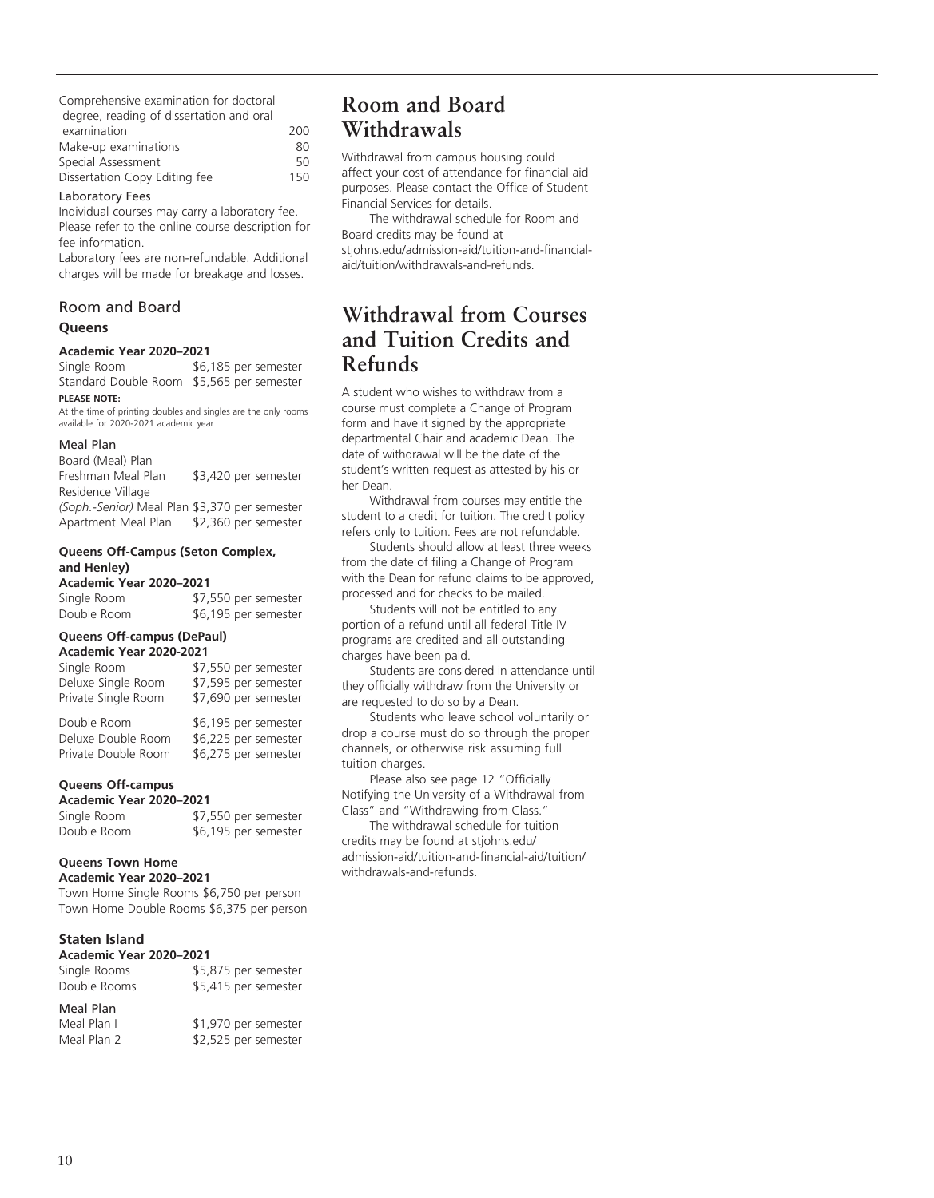| | |
|---|---|
| Comprehensive examination for doctoral degree, reading of dissertation and oral examination | 200 |
| Make-up examinations | 80 |
| Special Assessment | 50 |
| Dissertation Copy Editing fee | 150 |

### Laboratory Fees

Individual courses may carry a laboratory fee. Please refer to the online course description for fee information.

Laboratory fees are non-refundable. Additional charges will be made for breakage and losses.

## Room and Board

### Queens

**Academic Year 2020–2021**

| | |
|---|---|
| Single Room | $6,185 per semester |
| Standard Double Room | $5,565 per semester |

**PLEASE NOTE:**

At the time of printing doubles and singles are the only rooms available for 2020-2021 academic year

### Meal Plan

| | |
|---|---|
| Board (Meal) Plan | |
| Freshman Meal Plan | $3,420 per semester |
| Residence Village | |
| *(Soph.-Senior)* Meal Plan | $3,370 per semester |
| Apartment Meal Plan | $2,360 per semester |

**Queens Off-Campus (Seton Complex, and Henley)**
**Academic Year 2020–2021**

| | |
|---|---|
| Single Room | $7,550 per semester |
| Double Room | $6,195 per semester |

**Queens Off-campus (DePaul)**
**Academic Year 2020-2021**

| | |
|---|---|
| Single Room | $7,550 per semester |
| Deluxe Single Room | $7,595 per semester |
| Private Single Room | $7,690 per semester |
| Double Room | $6,195 per semester |
| Deluxe Double Room | $6,225 per semester |
| Private Double Room | $6,275 per semester |

**Queens Off-campus**
**Academic Year 2020–2021**

| | |
|---|---|
| Single Room | $7,550 per semester |
| Double Room | $6,195 per semester |

**Queens Town Home**
**Academic Year 2020–2021**

Town Home Single Rooms $6,750 per person
Town Home Double Rooms $6,375 per person

### Staten Island

**Academic Year 2020–2021**

| | |
|---|---|
| Single Rooms | $5,875 per semester |
| Double Rooms | $5,415 per semester |

### Meal Plan

| | |
|---|---|
| Meal Plan I | $1,970 per semester |
| Meal Plan 2 | $2,525 per semester |

# Room and Board Withdrawals

Withdrawal from campus housing could affect your cost of attendance for financial aid purposes. Please contact the Office of Student Financial Services for details.

The withdrawal schedule for Room and Board credits may be found at stjohns.edu/admission-aid/tuition-and-financial-aid/tuition/withdrawals-and-refunds.

# Withdrawal from Courses and Tuition Credits and Refunds

A student who wishes to withdraw from a course must complete a Change of Program form and have it signed by the appropriate departmental Chair and academic Dean. The date of withdrawal will be the date of the student's written request as attested by his or her Dean.

Withdrawal from courses may entitle the student to a credit for tuition. The credit policy refers only to tuition. Fees are not refundable.

Students should allow at least three weeks from the date of filing a Change of Program with the Dean for refund claims to be approved, processed and for checks to be mailed.

Students will not be entitled to any portion of a refund until all federal Title IV programs are credited and all outstanding charges have been paid.

Students are considered in attendance until they officially withdraw from the University or are requested to do so by a Dean.

Students who leave school voluntarily or drop a course must do so through the proper channels, or otherwise risk assuming full tuition charges.

Please also see page 12 "Officially Notifying the University of a Withdrawal from Class" and "Withdrawing from Class."

The withdrawal schedule for tuition credits may be found at stjohns.edu/admission-aid/tuition-and-financial-aid/tuition/withdrawals-and-refunds.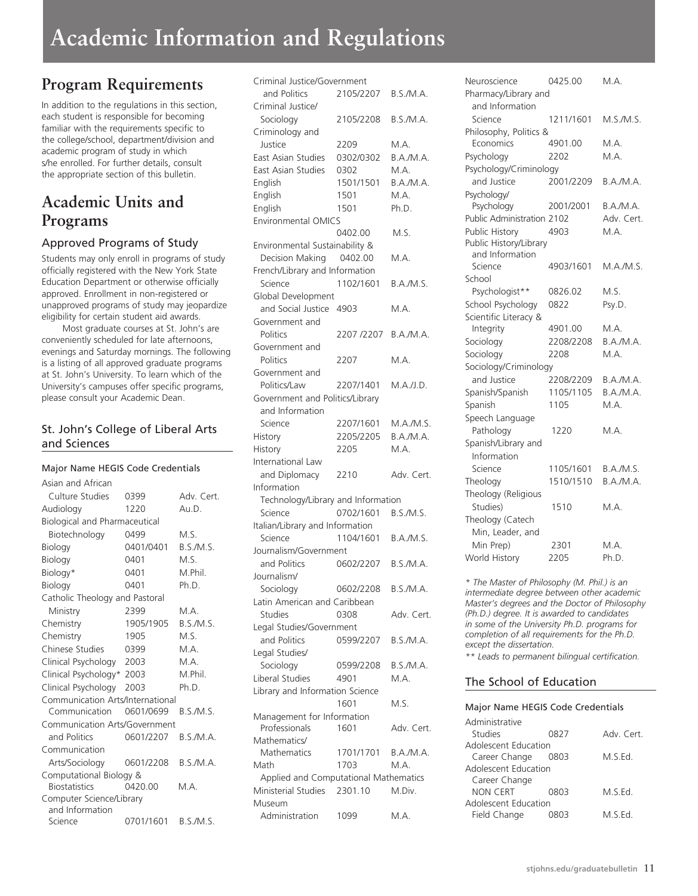# Academic Information and Regulations

## Program Requirements

In addition to the regulations in this section, each student is responsible for becoming familiar with the requirements specific to the college/school, department/division and academic program of study in which s/he enrolled. For further details, consult the appropriate section of this bulletin.

## Academic Units and Programs

### Approved Programs of Study

Students may only enroll in programs of study officially registered with the New York State Education Department or otherwise officially approved. Enrollment in non-registered or unapproved programs of study may jeopardize eligibility for certain student aid awards.

Most graduate courses at St. John's are conveniently scheduled for late afternoons, evenings and Saturday mornings. The following is a listing of all approved graduate programs at St. John's University. To learn which of the University's campuses offer specific programs, please consult your Academic Dean.

### St. John's College of Liberal Arts and Sciences

| Major Name | HEGIS Code | Credentials |
|---|---|---|
| Asian and African Culture Studies | 0399 | Adv. Cert. |
| Audiology | 1220 | Au.D. |
| Biological and Pharmaceutical Biotechnology | 0499 | M.S. |
| Biology | 0401/0401 | B.S./M.S. |
| Biology | 0401 | M.S. |
| Biology* | 0401 | M.Phil. |
| Biology | 0401 | Ph.D. |
| Catholic Theology and Pastoral Ministry | 2399 | M.A. |
| Chemistry | 1905/1905 | B.S./M.S. |
| Chemistry | 1905 | M.S. |
| Chinese Studies | 0399 | M.A. |
| Clinical Psychology | 2003 | M.A. |
| Clinical Psychology* | 2003 | M.Phil. |
| Clinical Psychology | 2003 | Ph.D. |
| Communication Arts/International Communication | 0601/0699 | B.S./M.S. |
| Communication Arts/Government and Politics | 0601/2207 | B.S./M.A. |
| Communication Arts/Sociology | 0601/2208 | B.S./M.A. |
| Computational Biology & Biostatistics | 0420.00 | M.A. |
| Computer Science/Library and Information Science | 0701/1601 | B.S./M.S. |
| Criminal Justice/Government and Politics | 2105/2207 | B.S./M.A. |
| Criminal Justice/Sociology | 2105/2208 | B.S./M.A. |
| Criminology and Justice | 2209 | M.A. |
| East Asian Studies | 0302/0302 | B.A./M.A. |
| East Asian Studies | 0302 | M.A. |
| English | 1501/1501 | B.A./M.A. |
| English | 1501 | M.A. |
| English | 1501 | Ph.D. |
| Environmental OMICS | 0402.00 | M.S. |
| Environmental Sustainability & Decision Making | 0402.00 | M.A. |
| French/Library and Information Science | 1102/1601 | B.A./M.S. |
| Global Development and Social Justice | 4903 | M.A. |
| Government and Politics | 2207 /2207 | B.A./M.A. |
| Government and Politics | 2207 | M.A. |
| Government and Politics/Law | 2207/1401 | M.A./J.D. |
| Government and Politics/Library and Information Science | 2207/1601 | M.A./M.S. |
| History | 2205/2205 | B.A./M.A. |
| History | 2205 | M.A. |
| International Law and Diplomacy | 2210 | Adv. Cert. |
| Information Technology/Library and Information Science | 0702/1601 | B.S./M.S. |
| Italian/Library and Information Science | 1104/1601 | B.A./M.S. |
| Journalism/Government and Politics | 0602/2207 | B.S./M.A. |
| Journalism/Sociology | 0602/2208 | B.S./M.A. |
| Latin American and Caribbean Studies | 0308 | Adv. Cert. |
| Legal Studies/Government and Politics | 0599/2207 | B.S./M.A. |
| Legal Studies/Sociology | 0599/2208 | B.S./M.A. |
| Liberal Studies | 4901 | M.A. |
| Library and Information Science | 1601 | M.S. |
| Management for Information Professionals | 1601 | Adv. Cert. |
| Mathematics/Mathematics | 1701/1701 | B.A./M.A. |
| Math | 1703 | M.A. |
| Applied and Computational Mathematics | | |
| Ministerial Studies | 2301.10 | M.Div. |
| Museum Administration | 1099 | M.A. |
| Neuroscience | 0425.00 | M.A. |
| Pharmacy/Library and Information Science | 1211/1601 | M.S./M.S. |
| Philosophy, Politics & Economics | 4901.00 | M.A. |
| Psychology | 2202 | M.A. |
| Psychology/Criminology and Justice | 2001/2209 | B.A./M.A. |
| Psychology/Psychology | 2001/2001 | B.A./M.A. |
| Public Administration | 2102 | Adv. Cert. |
| Public History | 4903 | M.A. |
| Public History/Library and Information Science | 4903/1601 | M.A./M.S. |
| School Psychologist** | 0826.02 | M.S. |
| School Psychology | 0822 | Psy.D. |
| Scientific Literacy & Integrity | 4901.00 | M.A. |
| Sociology | 2208/2208 | B.A./M.A. |
| Sociology | 2208 | M.A. |
| Sociology/Criminology and Justice | 2208/2209 | B.A./M.A. |
| Spanish/Spanish | 1105/1105 | B.A./M.A. |
| Spanish | 1105 | M.A. |
| Speech Language Pathology | 1220 | M.A. |
| Spanish/Library and Information Science | 1105/1601 | B.A./M.S. |
| Theology | 1510/1510 | B.A./M.A. |
| Theology (Religious Studies) | 1510 | M.A. |
| Theology (Catech Min, Leader, and Min Prep) | 2301 | M.A. |
| World History | 2205 | Ph.D. |

*\* The Master of Philosophy (M. Phil.) is an intermediate degree between other academic Master's degrees and the Doctor of Philosophy (Ph.D.) degree. It is awarded to candidates in some of the University Ph.D. programs for completion of all requirements for the Ph.D. except the dissertation.*

*\*\* Leads to permanent bilingual certification.*

### The School of Education

| Major Name | HEGIS Code | Credentials |
|---|---|---|
| Administrative Studies | 0827 | Adv. Cert. |
| Adolescent Education Career Change | 0803 | M.S.Ed. |
| Adolescent Education Career Change NON CERT | 0803 | M.S.Ed. |
| Adolescent Education Field Change | 0803 | M.S.Ed. |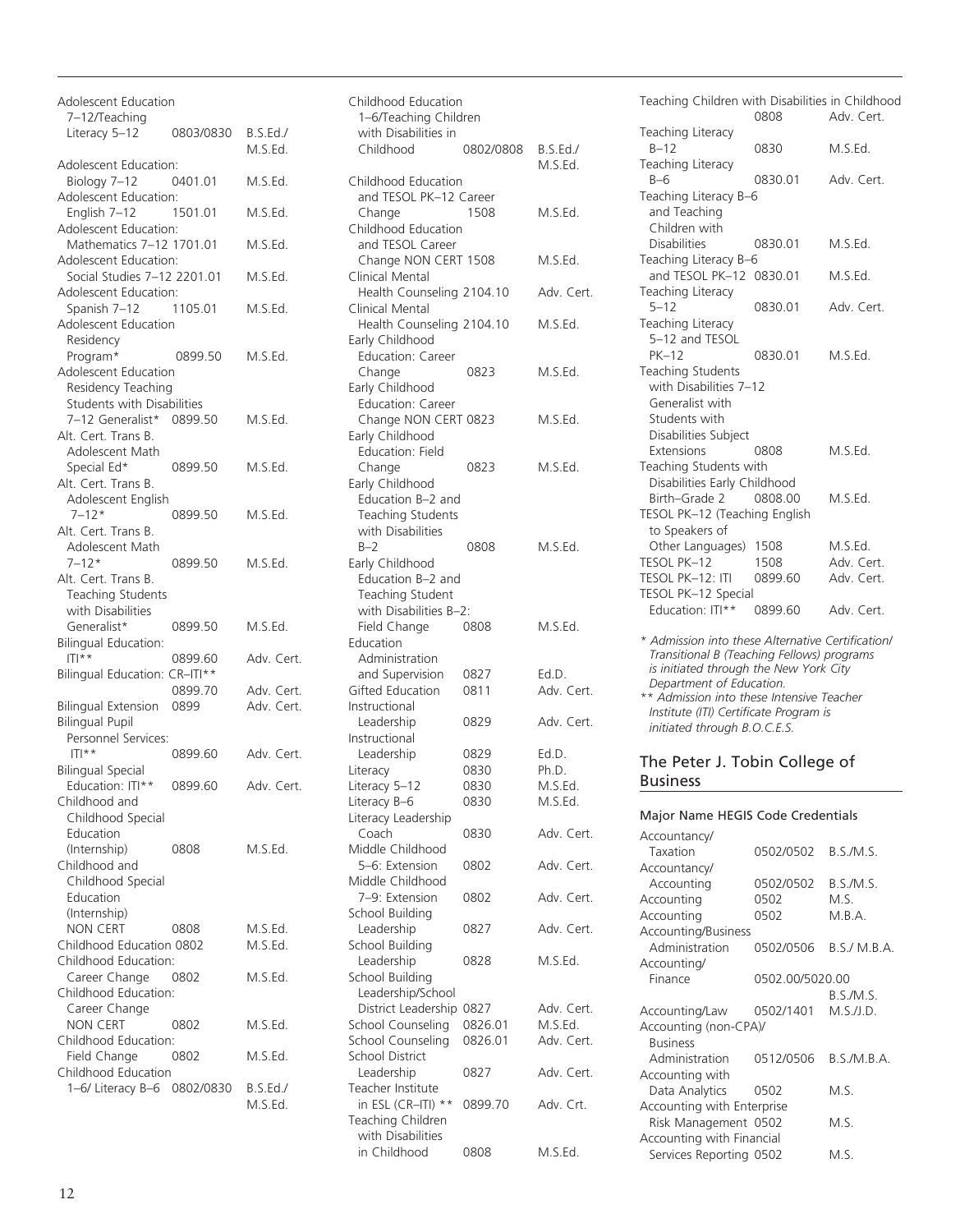| | | |
|---|---|---|
| Adolescent Education 7–12/Teaching Literacy 5–12 | 0803/0830 | B.S.Ed./ M.S.Ed. |
| Adolescent Education: Biology 7–12 | 0401.01 | M.S.Ed. |
| Adolescent Education: English 7–12 | 1501.01 | M.S.Ed. |
| Adolescent Education: Mathematics 7–12 | 1701.01 | M.S.Ed. |
| Adolescent Education: Social Studies 7–12 | 2201.01 | M.S.Ed. |
| Adolescent Education: Spanish 7–12 | 1105.01 | M.S.Ed. |
| Adolescent Education Residency Program* | 0899.50 | M.S.Ed. |
| Adolescent Education Residency Teaching Students with Disabilities 7–12 Generalist* | 0899.50 | M.S.Ed. |
| Alt. Cert. Trans B. Adolescent Math Special Ed* | 0899.50 | M.S.Ed. |
| Alt. Cert. Trans B. Adolescent English 7–12* | 0899.50 | M.S.Ed. |
| Alt. Cert. Trans B. Adolescent Math 7–12* | 0899.50 | M.S.Ed. |
| Alt. Cert. Trans B. Teaching Students with Disabilities Generalist* | 0899.50 | M.S.Ed. |
| Bilingual Education: ITI** | 0899.60 | Adv. Cert. |
| Bilingual Education: CR–ITI** | 0899.70 | Adv. Cert. |
| Bilingual Extension | 0899 | Adv. Cert. |
| Bilingual Pupil Personnel Services: ITI** | 0899.60 | Adv. Cert. |
| Bilingual Special Education: ITI** | 0899.60 | Adv. Cert. |
| Childhood and Childhood Special Education (Internship) | 0808 | M.S.Ed. |
| Childhood and Childhood Special Education (Internship) NON CERT | 0808 | M.S.Ed. |
| Childhood Education | 0802 | M.S.Ed. |
| Childhood Education: Career Change | 0802 | M.S.Ed. |
| Childhood Education: Career Change NON CERT | 0802 | M.S.Ed. |
| Childhood Education: Field Change | 0802 | M.S.Ed. |
| Childhood Education 1–6/ Literacy B–6 | 0802/0830 | B.S.Ed./ M.S.Ed. |
| Childhood Education 1–6/Teaching Children with Disabilities in Childhood | 0802/0808 | B.S.Ed./ M.S.Ed. |
| Childhood Education and TESOL PK–12 Career Change | 1508 | M.S.Ed. |
| Childhood Education and TESOL Career Change NON CERT | 1508 | M.S.Ed. |
| Clinical Mental Health Counseling | 2104.10 | Adv. Cert. |
| Clinical Mental Health Counseling | 2104.10 | M.S.Ed. |
| Early Childhood Education: Career Change | 0823 | M.S.Ed. |
| Early Childhood Education: Career Change NON CERT | 0823 | M.S.Ed. |
| Early Childhood Education: Field Change | 0823 | M.S.Ed. |
| Early Childhood Education B–2 and Teaching Students with Disabilities B–2 | 0808 | M.S.Ed. |
| Early Childhood Education B–2 and Teaching Student with Disabilities B–2: Field Change | 0808 | M.S.Ed. |
| Education Administration and Supervision | 0827 | Ed.D. |
| Gifted Education | 0811 | Adv. Cert. |
| Instructional Leadership | 0829 | Adv. Cert. |
| Instructional Leadership | 0829 | Ed.D. |
| Literacy | 0830 | Ph.D. |
| Literacy 5–12 | 0830 | M.S.Ed. |
| Literacy B–6 | 0830 | M.S.Ed. |
| Literacy Leadership Coach | 0830 | Adv. Cert. |
| Middle Childhood 5–6: Extension | 0802 | Adv. Cert. |
| Middle Childhood 7–9: Extension | 0802 | Adv. Cert. |
| School Building Leadership | 0827 | Adv. Cert. |
| School Building Leadership | 0828 | M.S.Ed. |
| School Building Leadership/School District Leadership | 0827 | Adv. Cert. |
| School Counseling | 0826.01 | M.S.Ed. |
| School Counseling | 0826.01 | Adv. Cert. |
| School District Leadership | 0827 | Adv. Cert. |
| Teacher Institute in ESL (CR–ITI) ** | 0899.70 | Adv. Crt. |
| Teaching Children with Disabilities in Childhood | 0808 | M.S.Ed. |
| Teaching Children with Disabilities in Childhood | 0808 | Adv. Cert. |
| Teaching Literacy B–12 | 0830 | M.S.Ed. |
| Teaching Literacy B–6 | 0830.01 | Adv. Cert. |
| Teaching Literacy B–6 and Teaching Children with Disabilities | 0830.01 | M.S.Ed. |
| Teaching Literacy B–6 and TESOL PK–12 | 0830.01 | M.S.Ed. |
| Teaching Literacy 5–12 | 0830.01 | Adv. Cert. |
| Teaching Literacy 5–12 and TESOL PK–12 | 0830.01 | M.S.Ed. |
| Teaching Students with Disabilities 7–12 Generalist with Students with Disabilities Subject Extensions | 0808 | M.S.Ed. |
| Teaching Students with Disabilities Early Childhood Birth–Grade 2 | 0808.00 | M.S.Ed. |
| TESOL PK–12 (Teaching English to Speakers of Other Languages) | 1508 | M.S.Ed. |
| TESOL PK–12 | 1508 | Adv. Cert. |
| TESOL PK–12: ITI | 0899.60 | Adv. Cert. |
| TESOL PK–12 Special Education: ITI** | 0899.60 | Adv. Cert. |

*\* Admission into these Alternative Certification/ Transitional B (Teaching Fellows) programs is initiated through the New York City Department of Education.*

*\*\* Admission into these Intensive Teacher Institute (ITI) Certificate Program is initiated through B.O.C.E.S.*

## The Peter J. Tobin College of Business

### Major Name HEGIS Code Credentials

| | | |
|---|---|---|
| Accountancy/ Taxation | 0502/0502 | B.S./M.S. |
| Accountancy/ Accounting | 0502/0502 | B.S./M.S. |
| Accounting | 0502 | M.S. |
| Accounting | 0502 | M.B.A. |
| Accounting/Business Administration | 0502/0506 | B.S./ M.B.A. |
| Accounting/ Finance | 0502.00/5020.00 | B.S./M.S. |
| Accounting/Law | 0502/1401 | M.S./J.D. |
| Accounting (non-CPA)/ Business Administration | 0512/0506 | B.S./M.B.A. |
| Accounting with Data Analytics | 0502 | M.S. |
| Accounting with Enterprise Risk Management | 0502 | M.S. |
| Accounting with Financial Services Reporting | 0502 | M.S. |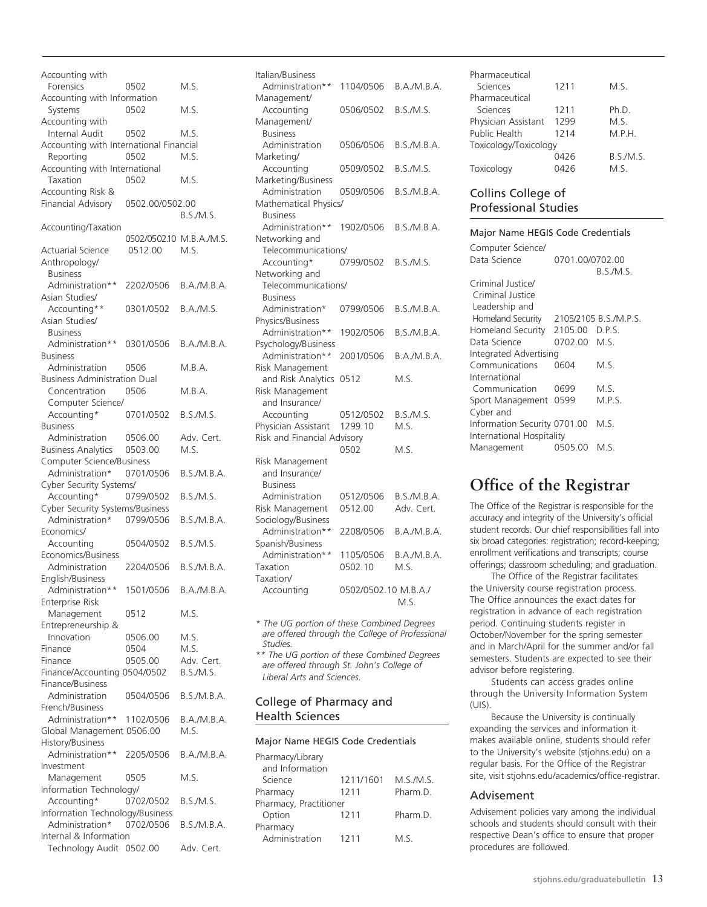| Major Name | HEGIS Code | Credentials |
|---|---|---|
| Accounting with Forensics | 0502 | M.S. |
| Accounting with Information Systems | 0502 | M.S. |
| Accounting with Internal Audit | 0502 | M.S. |
| Accounting with International Financial Reporting | 0502 | M.S. |
| Accounting with International Taxation | 0502 | M.S. |
| Accounting Risk & Financial Advisory | 0502.00/0502.00 | B.S./M.S. |
| Accounting/Taxation | 0502/0502.10 | M.B.A./M.S. |
| Actuarial Science | 0512.00 | M.S. |
| Anthropology/Business Administration** | 2202/0506 | B.A./M.B.A. |
| Asian Studies/Accounting** | 0301/0502 | B.A./M.S. |
| Asian Studies/Business Administration** | 0301/0506 | B.A./M.B.A. |
| Business Administration | 0506 | M.B.A. |
| Business Administration Dual Concentration | 0506 | M.B.A. |
| Computer Science/Accounting* | 0701/0502 | B.S./M.S. |
| Business Administration | 0506.00 | Adv. Cert. |
| Business Analytics | 0503.00 | M.S. |
| Computer Science/Business Administration* | 0701/0506 | B.S./M.B.A. |
| Cyber Security Systems/Accounting* | 0799/0502 | B.S./M.S. |
| Cyber Security Systems/Business Administration* | 0799/0506 | B.S./M.B.A. |
| Economics/Accounting | 0504/0502 | B.S./M.S. |
| Economics/Business Administration | 2204/0506 | B.S./M.B.A. |
| English/Business Administration** | 1501/0506 | B.A./M.B.A. |
| Enterprise Risk Management | 0512 | M.S. |
| Entrepreneurship & Innovation | 0506.00 | M.S. |
| Finance | 0504 | M.S. |
| Finance | 0505.00 | Adv. Cert. |
| Finance/Accounting | 0504/0502 | B.S./M.S. |
| Finance/Business Administration | 0504/0506 | B.S./M.B.A. |
| French/Business Administration** | 1102/0506 | B.A./M.B.A. |
| Global Management | 0506.00 | M.S. |
| History/Business Administration** | 2205/0506 | B.A./M.B.A. |
| Investment Management | 0505 | M.S. |
| Information Technology/Accounting* | 0702/0502 | B.S./M.S. |
| Information Technology/Business Administration* | 0702/0506 | B.S./M.B.A. |
| Internal & Information Technology Audit | 0502.00 | Adv. Cert. |
| Italian/Business Administration** | 1104/0506 | B.A./M.B.A. |
| Management/Accounting | 0506/0502 | B.S./M.S. |
| Management/Business Administration | 0506/0506 | B.S./M.B.A. |
| Marketing/Accounting | 0509/0502 | B.S./M.S. |
| Marketing/Business Administration | 0509/0506 | B.S./M.B.A. |
| Mathematical Physics/Business Administration** | 1902/0506 | B.S./M.B.A. |
| Networking and Telecommunications/Accounting* | 0799/0502 | B.S./M.S. |
| Networking and Telecommunications/Business Administration* | 0799/0506 | B.S./M.B.A. |
| Physics/Business Administration** | 1902/0506 | B.S./M.B.A. |
| Psychology/Business Administration** | 2001/0506 | B.A./M.B.A. |
| Risk Management and Risk Analytics | 0512 | M.S. |
| Risk Management and Insurance/Accounting | 0512/0502 | B.S./M.S. |
| Physician Assistant | 1299.10 | M.S. |
| Risk and Financial Advisory | 0502 | M.S. |
| Risk Management and Insurance/Business Administration | 0512/0506 | B.S./M.B.A. |
| Risk Management | 0512.00 | Adv. Cert. |
| Sociology/Business Administration** | 2208/0506 | B.A./M.B.A. |
| Spanish/Business Administration** | 1105/0506 | B.A./M.B.A. |
| Taxation | 0502.10 | M.S. |
| Taxation/Accounting | 0502/0502.10 | M.B.A./M.S. |

*\* The UG portion of these Combined Degrees are offered through the College of Professional Studies.*

*\*\* The UG portion of these Combined Degrees are offered through St. John's College of Liberal Arts and Sciences.*

## College of Pharmacy and Health Sciences

| Major Name | HEGIS Code | Credentials |
|---|---|---|
| Pharmacy/Library and Information Science | 1211/1601 | M.S./M.S. |
| Pharmacy | 1211 | Pharm.D. |
| Pharmacy, Practitioner Option | 1211 | Pharm.D. |
| Pharmacy Administration | 1211 | M.S. |
| Pharmaceutical Sciences | 1211 | M.S. |
| Pharmaceutical Sciences | 1211 | Ph.D. |
| Physician Assistant | 1299 | M.S. |
| Public Health | 1214 | M.P.H. |
| Toxicology/Toxicology | 0426 | B.S./M.S. |
| Toxicology | 0426 | M.S. |

## Collins College of Professional Studies

| Major Name | HEGIS Code | Credentials |
|---|---|---|
| Computer Science/Data Science | 0701.00/0702.00 | B.S./M.S. |
| Criminal Justice/Criminal Justice Leadership and Homeland Security | 2105/2105 | B.S./M.P.S. |
| Homeland Security | 2105.00 | D.P.S. |
| Data Science | 0702.00 | M.S. |
| Integrated Advertising Communications | 0604 | M.S. |
| International Communication | 0699 | M.S. |
| Sport Management | 0599 | M.P.S. |
| Cyber and Information Security | 0701.00 | M.S. |
| International Hospitality Management | 0505.00 | M.S. |

# Office of the Registrar

The Office of the Registrar is responsible for the accuracy and integrity of the University's official student records. Our chief responsibilities fall into six broad categories: registration; record-keeping; enrollment verifications and transcripts; course offerings; classroom scheduling; and graduation.

The Office of the Registrar facilitates the University course registration process. The Office announces the exact dates for registration in advance of each registration period. Continuing students register in October/November for the spring semester and in March/April for the summer and/or fall semesters. Students are expected to see their advisor before registering.

Students can access grades online through the University Information System (UIS).

Because the University is continually expanding the services and information it makes available online, students should refer to the University's website (stjohns.edu) on a regular basis. For the Office of the Registrar site, visit stjohns.edu/academics/office-registrar.

## Advisement

Advisement policies vary among the individual schools and students should consult with their respective Dean's office to ensure that proper procedures are followed.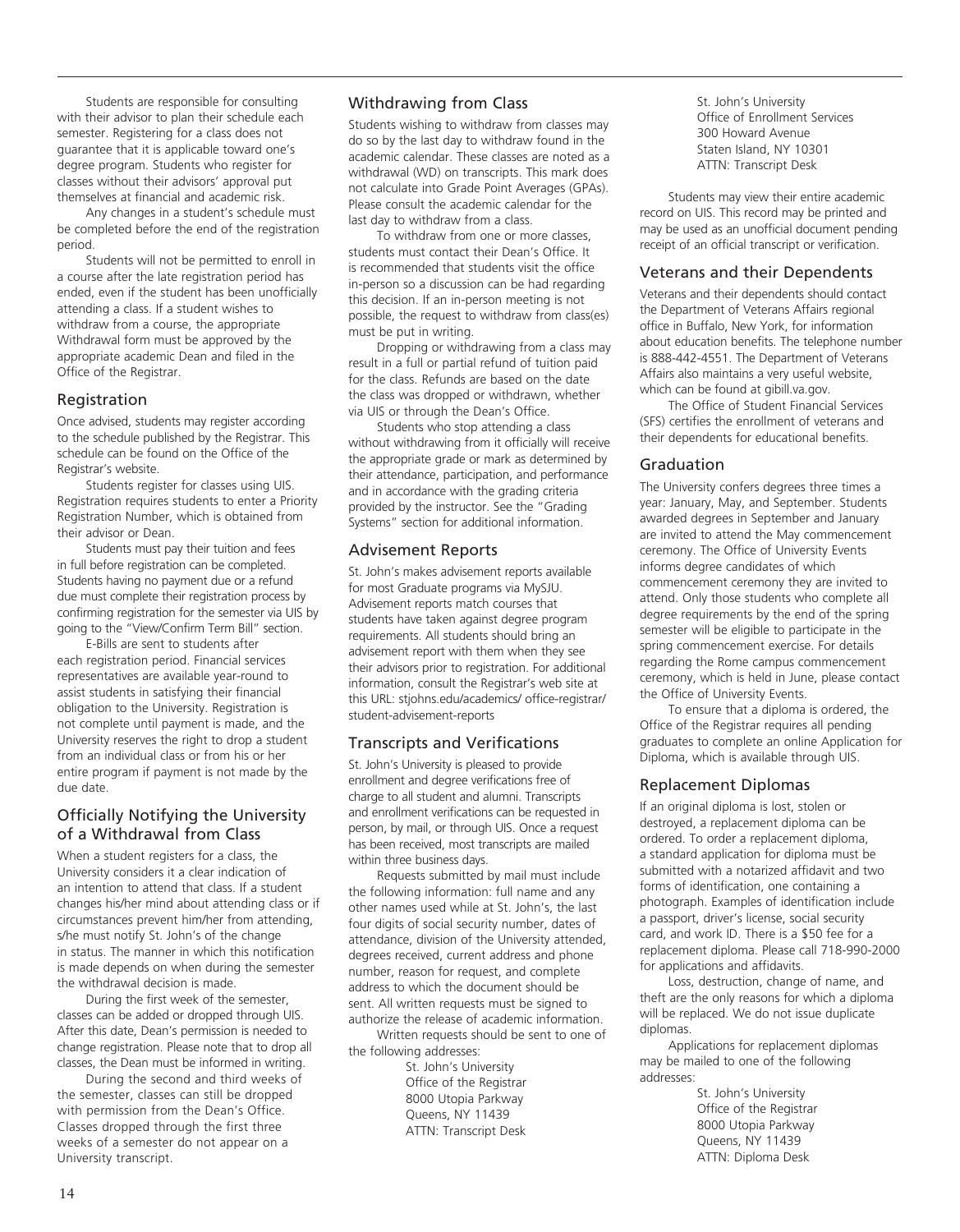Students are responsible for consulting with their advisor to plan their schedule each semester. Registering for a class does not guarantee that it is applicable toward one's degree program. Students who register for classes without their advisors' approval put themselves at financial and academic risk.

Any changes in a student's schedule must be completed before the end of the registration period.

Students will not be permitted to enroll in a course after the late registration period has ended, even if the student has been unofficially attending a class. If a student wishes to withdraw from a course, the appropriate Withdrawal form must be approved by the appropriate academic Dean and filed in the Office of the Registrar.

## Registration

Once advised, students may register according to the schedule published by the Registrar. This schedule can be found on the Office of the Registrar's website.

Students register for classes using UIS. Registration requires students to enter a Priority Registration Number, which is obtained from their advisor or Dean.

Students must pay their tuition and fees in full before registration can be completed. Students having no payment due or a refund due must complete their registration process by confirming registration for the semester via UIS by going to the "View/Confirm Term Bill" section.

E-Bills are sent to students after each registration period. Financial services representatives are available year-round to assist students in satisfying their financial obligation to the University. Registration is not complete until payment is made, and the University reserves the right to drop a student from an individual class or from his or her entire program if payment is not made by the due date.

## Officially Notifying the University of a Withdrawal from Class

When a student registers for a class, the University considers it a clear indication of an intention to attend that class. If a student changes his/her mind about attending class or if circumstances prevent him/her from attending, s/he must notify St. John's of the change in status. The manner in which this notification is made depends on when during the semester the withdrawal decision is made.

During the first week of the semester, classes can be added or dropped through UIS. After this date, Dean's permission is needed to change registration. Please note that to drop all classes, the Dean must be informed in writing.

During the second and third weeks of the semester, classes can still be dropped with permission from the Dean's Office. Classes dropped through the first three weeks of a semester do not appear on a University transcript.

## Withdrawing from Class

Students wishing to withdraw from classes may do so by the last day to withdraw found in the academic calendar. These classes are noted as a withdrawal (WD) on transcripts. This mark does not calculate into Grade Point Averages (GPAs). Please consult the academic calendar for the last day to withdraw from a class.

To withdraw from one or more classes, students must contact their Dean's Office. It is recommended that students visit the office in-person so a discussion can be had regarding this decision. If an in-person meeting is not possible, the request to withdraw from class(es) must be put in writing.

Dropping or withdrawing from a class may result in a full or partial refund of tuition paid for the class. Refunds are based on the date the class was dropped or withdrawn, whether via UIS or through the Dean's Office.

Students who stop attending a class without withdrawing from it officially will receive the appropriate grade or mark as determined by their attendance, participation, and performance and in accordance with the grading criteria provided by the instructor. See the "Grading Systems" section for additional information.

## Advisement Reports

St. John's makes advisement reports available for most Graduate programs via MySJU. Advisement reports match courses that students have taken against degree program requirements. All students should bring an advisement report with them when they see their advisors prior to registration. For additional information, consult the Registrar's web site at this URL: stjohns.edu/academics/ office-registrar/ student-advisement-reports

## Transcripts and Verifications

St. John's University is pleased to provide enrollment and degree verifications free of charge to all student and alumni. Transcripts and enrollment verifications can be requested in person, by mail, or through UIS. Once a request has been received, most transcripts are mailed within three business days.

Requests submitted by mail must include the following information: full name and any other names used while at St. John's, the last four digits of social security number, dates of attendance, division of the University attended, degrees received, current address and phone number, reason for request, and complete address to which the document should be sent. All written requests must be signed to authorize the release of academic information.

Written requests should be sent to one of the following addresses:

St. John's University
Office of the Registrar
8000 Utopia Parkway
Queens, NY 11439
ATTN: Transcript Desk

St. John's University
Office of Enrollment Services
300 Howard Avenue
Staten Island, NY 10301
ATTN: Transcript Desk

Students may view their entire academic record on UIS. This record may be printed and may be used as an unofficial document pending receipt of an official transcript or verification.

## Veterans and their Dependents

Veterans and their dependents should contact the Department of Veterans Affairs regional office in Buffalo, New York, for information about education benefits. The telephone number is 888-442-4551. The Department of Veterans Affairs also maintains a very useful website, which can be found at gibill.va.gov.

The Office of Student Financial Services (SFS) certifies the enrollment of veterans and their dependents for educational benefits.

## Graduation

The University confers degrees three times a year: January, May, and September. Students awarded degrees in September and January are invited to attend the May commencement ceremony. The Office of University Events informs degree candidates of which commencement ceremony they are invited to attend. Only those students who complete all degree requirements by the end of the spring semester will be eligible to participate in the spring commencement exercise. For details regarding the Rome campus commencement ceremony, which is held in June, please contact the Office of University Events.

To ensure that a diploma is ordered, the Office of the Registrar requires all pending graduates to complete an online Application for Diploma, which is available through UIS.

## Replacement Diplomas

If an original diploma is lost, stolen or destroyed, a replacement diploma can be ordered. To order a replacement diploma, a standard application for diploma must be submitted with a notarized affidavit and two forms of identification, one containing a photograph. Examples of identification include a passport, driver's license, social security card, and work ID. There is a $50 fee for a replacement diploma. Please call 718-990-2000 for applications and affidavits.

Loss, destruction, change of name, and theft are the only reasons for which a diploma will be replaced. We do not issue duplicate diplomas.

Applications for replacement diplomas may be mailed to one of the following addresses:

St. John's University
Office of the Registrar
8000 Utopia Parkway
Queens, NY 11439
ATTN: Diploma Desk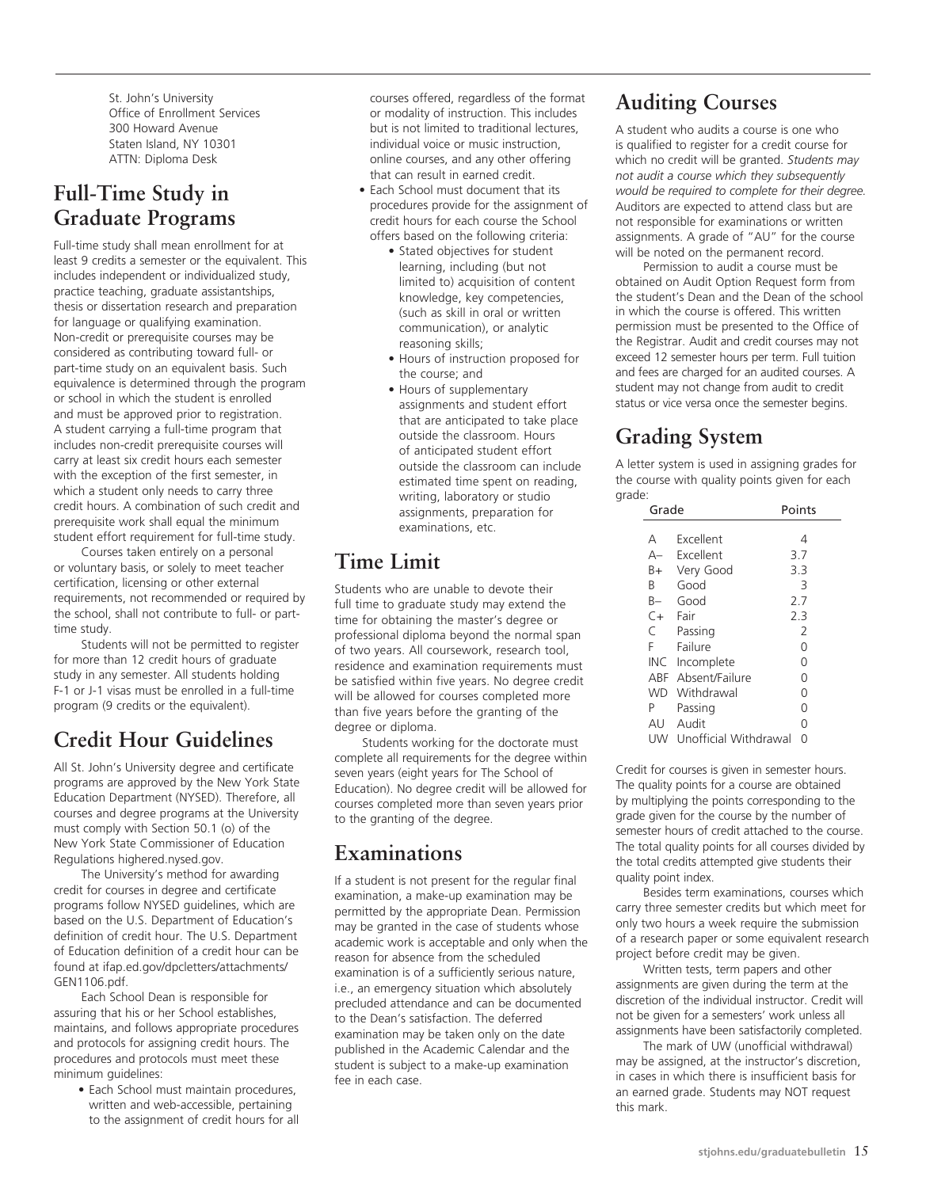St. John's University
Office of Enrollment Services
300 Howard Avenue
Staten Island, NY 10301
ATTN: Diploma Desk

## Full-Time Study in Graduate Programs

Full-time study shall mean enrollment for at least 9 credits a semester or the equivalent. This includes independent or individualized study, practice teaching, graduate assistantships, thesis or dissertation research and preparation for language or qualifying examination. Non-credit or prerequisite courses may be considered as contributing toward full- or part-time study on an equivalent basis. Such equivalence is determined through the program or school in which the student is enrolled and must be approved prior to registration. A student carrying a full-time program that includes non-credit prerequisite courses will carry at least six credit hours each semester with the exception of the first semester, in which a student only needs to carry three credit hours. A combination of such credit and prerequisite work shall equal the minimum student effort requirement for full-time study.

Courses taken entirely on a personal or voluntary basis, or solely to meet teacher certification, licensing or other external requirements, not recommended or required by the school, shall not contribute to full- or part-time study.

Students will not be permitted to register for more than 12 credit hours of graduate study in any semester. All students holding F-1 or J-1 visas must be enrolled in a full-time program (9 credits or the equivalent).

## Credit Hour Guidelines

All St. John's University degree and certificate programs are approved by the New York State Education Department (NYSED). Therefore, all courses and degree programs at the University must comply with Section 50.1 (o) of the New York State Commissioner of Education Regulations highered.nysed.gov.

The University's method for awarding credit for courses in degree and certificate programs follow NYSED guidelines, which are based on the U.S. Department of Education's definition of credit hour. The U.S. Department of Education definition of a credit hour can be found at ifap.ed.gov/dpcletters/attachments/GEN1106.pdf.

Each School Dean is responsible for assuring that his or her School establishes, maintains, and follows appropriate procedures and protocols for assigning credit hours. The procedures and protocols must meet these minimum guidelines:

- Each School must maintain procedures, written and web-accessible, pertaining to the assignment of credit hours for all courses offered, regardless of the format or modality of instruction. This includes but is not limited to traditional lectures, individual voice or music instruction, online courses, and any other offering that can result in earned credit.
- Each School must document that its procedures provide for the assignment of credit hours for each course the School offers based on the following criteria:
  - Stated objectives for student learning, including (but not limited to) acquisition of content knowledge, key competencies, (such as skill in oral or written communication), or analytic reasoning skills;
  - Hours of instruction proposed for the course; and
  - Hours of supplementary assignments and student effort that are anticipated to take place outside the classroom. Hours of anticipated student effort outside the classroom can include estimated time spent on reading, writing, laboratory or studio assignments, preparation for examinations, etc.

## Time Limit

Students who are unable to devote their full time to graduate study may extend the time for obtaining the master's degree or professional diploma beyond the normal span of two years. All coursework, research tool, residence and examination requirements must be satisfied within five years. No degree credit will be allowed for courses completed more than five years before the granting of the degree or diploma.

Students working for the doctorate must complete all requirements for the degree within seven years (eight years for The School of Education). No degree credit will be allowed for courses completed more than seven years prior to the granting of the degree.

## Examinations

If a student is not present for the regular final examination, a make-up examination may be permitted by the appropriate Dean. Permission may be granted in the case of students whose academic work is acceptable and only when the reason for absence from the scheduled examination is of a sufficiently serious nature, i.e., an emergency situation which absolutely precluded attendance and can be documented to the Dean's satisfaction. The deferred examination may be taken only on the date published in the Academic Calendar and the student is subject to a make-up examination fee in each case.

## Auditing Courses

A student who audits a course is one who is qualified to register for a credit course for which no credit will be granted. *Students may not audit a course which they subsequently would be required to complete for their degree.* Auditors are expected to attend class but are not responsible for examinations or written assignments. A grade of "AU" for the course will be noted on the permanent record.

Permission to audit a course must be obtained on Audit Option Request form from the student's Dean and the Dean of the school in which the course is offered. This written permission must be presented to the Office of the Registrar. Audit and credit courses may not exceed 12 semester hours per term. Full tuition and fees are charged for an audited courses. A student may not change from audit to credit status or vice versa once the semester begins.

## Grading System

A letter system is used in assigning grades for the course with quality points given for each grade:

| Grade | | Points |
|---|---|---|
| A | Excellent | 4 |
| A– | Excellent | 3.7 |
| B+ | Very Good | 3.3 |
| B | Good | 3 |
| B– | Good | 2.7 |
| C+ | Fair | 2.3 |
| C | Passing | 2 |
| F | Failure | 0 |
| INC | Incomplete | 0 |
| ABF | Absent/Failure | 0 |
| WD | Withdrawal | 0 |
| P | Passing | 0 |
| AU | Audit | 0 |
| UW | Unofficial Withdrawal | 0 |

Credit for courses is given in semester hours. The quality points for a course are obtained by multiplying the points corresponding to the grade given for the course by the number of semester hours of credit attached to the course. The total quality points for all courses divided by the total credits attempted give students their quality point index.

Besides term examinations, courses which carry three semester credits but which meet for only two hours a week require the submission of a research paper or some equivalent research project before credit may be given.

Written tests, term papers and other assignments are given during the term at the discretion of the individual instructor. Credit will not be given for a semesters' work unless all assignments have been satisfactorily completed.

The mark of UW (unofficial withdrawal) may be assigned, at the instructor's discretion, in cases in which there is insufficient basis for an earned grade. Students may NOT request this mark.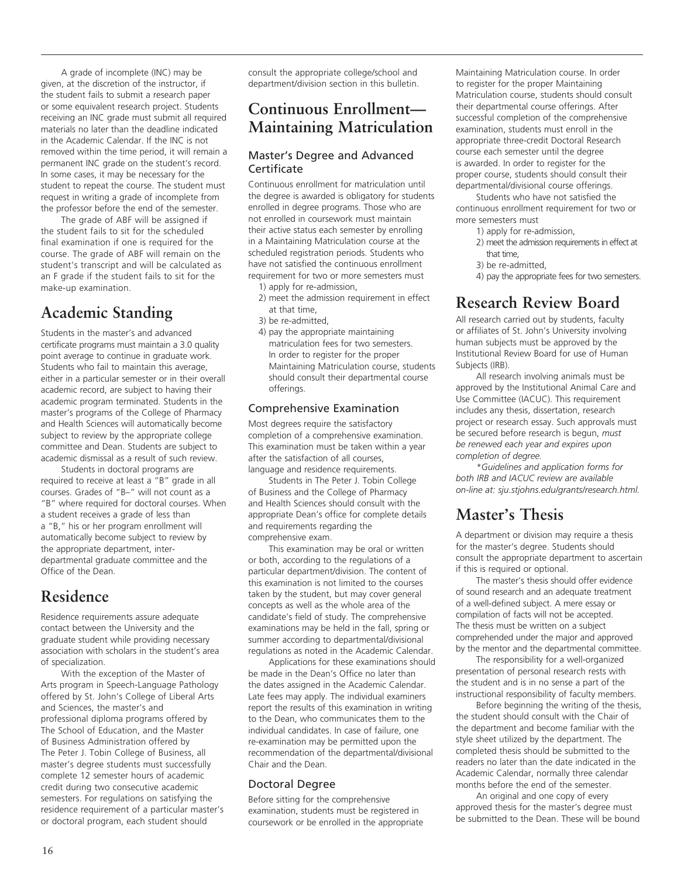A grade of incomplete (INC) may be given, at the discretion of the instructor, if the student fails to submit a research paper or some equivalent research project. Students receiving an INC grade must submit all required materials no later than the deadline indicated in the Academic Calendar. If the INC is not removed within the time period, it will remain a permanent INC grade on the student's record. In some cases, it may be necessary for the student to repeat the course. The student must request in writing a grade of incomplete from the professor before the end of the semester.

The grade of ABF will be assigned if the student fails to sit for the scheduled final examination if one is required for the course. The grade of ABF will remain on the student's transcript and will be calculated as an F grade if the student fails to sit for the make-up examination.

# Academic Standing

Students in the master's and advanced certificate programs must maintain a 3.0 quality point average to continue in graduate work. Students who fail to maintain this average, either in a particular semester or in their overall academic record, are subject to having their academic program terminated. Students in the master's programs of the College of Pharmacy and Health Sciences will automatically become subject to review by the appropriate college committee and Dean. Students are subject to academic dismissal as a result of such review.

Students in doctoral programs are required to receive at least a "B" grade in all courses. Grades of "B–" will not count as a "B" where required for doctoral courses. When a student receives a grade of less than a "B," his or her program enrollment will automatically become subject to review by the appropriate department, inter-departmental graduate committee and the Office of the Dean.

# Residence

Residence requirements assure adequate contact between the University and the graduate student while providing necessary association with scholars in the student's area of specialization.

With the exception of the Master of Arts program in Speech-Language Pathology offered by St. John's College of Liberal Arts and Sciences, the master's and professional diploma programs offered by The School of Education, and the Master of Business Administration offered by The Peter J. Tobin College of Business, all master's degree students must successfully complete 12 semester hours of academic credit during two consecutive academic semesters. For regulations on satisfying the residence requirement of a particular master's or doctoral program, each student should consult the appropriate college/school and department/division section in this bulletin.

# Continuous Enrollment—Maintaining Matriculation

## Master's Degree and Advanced Certificate

Continuous enrollment for matriculation until the degree is awarded is obligatory for students enrolled in degree programs. Those who are not enrolled in coursework must maintain their active status each semester by enrolling in a Maintaining Matriculation course at the scheduled registration periods. Students who have not satisfied the continuous enrollment requirement for two or more semesters must

1) apply for re-admission,
2) meet the admission requirement in effect at that time,
3) be re-admitted,
4) pay the appropriate maintaining matriculation fees for two semesters. In order to register for the proper Maintaining Matriculation course, students should consult their departmental course offerings.

## Comprehensive Examination

Most degrees require the satisfactory completion of a comprehensive examination. This examination must be taken within a year after the satisfaction of all courses, language and residence requirements.

Students in The Peter J. Tobin College of Business and the College of Pharmacy and Health Sciences should consult with the appropriate Dean's office for complete details and requirements regarding the comprehensive exam.

This examination may be oral or written or both, according to the regulations of a particular department/division. The content of this examination is not limited to the courses taken by the student, but may cover general concepts as well as the whole area of the candidate's field of study. The comprehensive examinations may be held in the fall, spring or summer according to departmental/divisional regulations as noted in the Academic Calendar.

Applications for these examinations should be made in the Dean's Office no later than the dates assigned in the Academic Calendar. Late fees may apply. The individual examiners report the results of this examination in writing to the Dean, who communicates them to the individual candidates. In case of failure, one re-examination may be permitted upon the recommendation of the departmental/divisional Chair and the Dean.

## Doctoral Degree

Before sitting for the comprehensive examination, students must be registered in coursework or be enrolled in the appropriate Maintaining Matriculation course. In order to register for the proper Maintaining Matriculation course, students should consult their departmental course offerings. After successful completion of the comprehensive examination, students must enroll in the appropriate three-credit Doctoral Research course each semester until the degree is awarded. In order to register for the proper course, students should consult their departmental/divisional course offerings.

Students who have not satisfied the continuous enrollment requirement for two or more semesters must

1) apply for re-admission,
2) meet the admission requirements in effect at that time,
3) be re-admitted,
4) pay the appropriate fees for two semesters.

# Research Review Board

All research carried out by students, faculty or affiliates of St. John's University involving human subjects must be approved by the Institutional Review Board for use of Human Subjects (IRB).

All research involving animals must be approved by the Institutional Animal Care and Use Committee (IACUC). This requirement includes any thesis, dissertation, research project or research essay. Such approvals must be secured before research is begun, *must be renewed each year and expires upon completion of degree.*

*\*Guidelines and application forms for both IRB and IACUC review are available on-line at: sju.stjohns.edu/grants/research.html.*

# Master's Thesis

A department or division may require a thesis for the master's degree. Students should consult the appropriate department to ascertain if this is required or optional.

The master's thesis should offer evidence of sound research and an adequate treatment of a well-defined subject. A mere essay or compilation of facts will not be accepted. The thesis must be written on a subject comprehended under the major and approved by the mentor and the departmental committee.

The responsibility for a well-organized presentation of personal research rests with the student and is in no sense a part of the instructional responsibility of faculty members.

Before beginning the writing of the thesis, the student should consult with the Chair of the department and become familiar with the style sheet utilized by the department. The completed thesis should be submitted to the readers no later than the date indicated in the Academic Calendar, normally three calendar months before the end of the semester.

An original and one copy of every approved thesis for the master's degree must be submitted to the Dean. These will be bound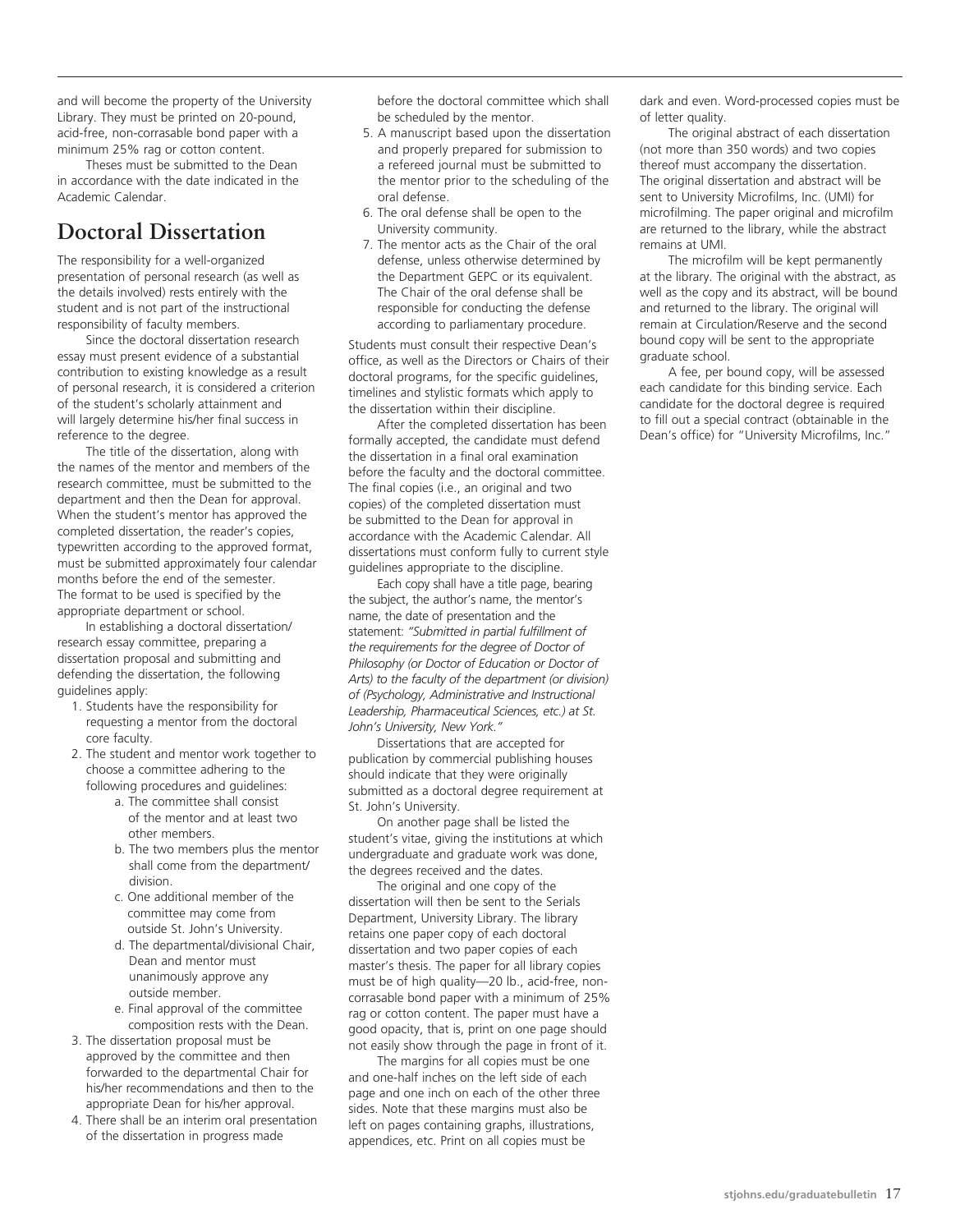and will become the property of the University Library. They must be printed on 20-pound, acid-free, non-corrasable bond paper with a minimum 25% rag or cotton content.

Theses must be submitted to the Dean in accordance with the date indicated in the Academic Calendar.

## Doctoral Dissertation

The responsibility for a well-organized presentation of personal research (as well as the details involved) rests entirely with the student and is not part of the instructional responsibility of faculty members.

Since the doctoral dissertation research essay must present evidence of a substantial contribution to existing knowledge as a result of personal research, it is considered a criterion of the student's scholarly attainment and will largely determine his/her final success in reference to the degree.

The title of the dissertation, along with the names of the mentor and members of the research committee, must be submitted to the department and then the Dean for approval. When the student's mentor has approved the completed dissertation, the reader's copies, typewritten according to the approved format, must be submitted approximately four calendar months before the end of the semester. The format to be used is specified by the appropriate department or school.

In establishing a doctoral dissertation/ research essay committee, preparing a dissertation proposal and submitting and defending the dissertation, the following guidelines apply:

1. Students have the responsibility for requesting a mentor from the doctoral core faculty.
2. The student and mentor work together to choose a committee adhering to the following procedures and guidelines:
   a. The committee shall consist of the mentor and at least two other members.
   b. The two members plus the mentor shall come from the department/ division.
   c. One additional member of the committee may come from outside St. John's University.
   d. The departmental/divisional Chair, Dean and mentor must unanimously approve any outside member.
   e. Final approval of the committee composition rests with the Dean.
3. The dissertation proposal must be approved by the committee and then forwarded to the departmental Chair for his/her recommendations and then to the appropriate Dean for his/her approval.
4. There shall be an interim oral presentation of the dissertation in progress made before the doctoral committee which shall be scheduled by the mentor.
5. A manuscript based upon the dissertation and properly prepared for submission to a refereed journal must be submitted to the mentor prior to the scheduling of the oral defense.
6. The oral defense shall be open to the University community.
7. The mentor acts as the Chair of the oral defense, unless otherwise determined by the Department GEPC or its equivalent. The Chair of the oral defense shall be responsible for conducting the defense according to parliamentary procedure.

Students must consult their respective Dean's office, as well as the Directors or Chairs of their doctoral programs, for the specific guidelines, timelines and stylistic formats which apply to the dissertation within their discipline.

After the completed dissertation has been formally accepted, the candidate must defend the dissertation in a final oral examination before the faculty and the doctoral committee. The final copies (i.e., an original and two copies) of the completed dissertation must be submitted to the Dean for approval in accordance with the Academic Calendar. All dissertations must conform fully to current style guidelines appropriate to the discipline.

Each copy shall have a title page, bearing the subject, the author's name, the mentor's name, the date of presentation and the statement: *"Submitted in partial fulfillment of the requirements for the degree of Doctor of Philosophy (or Doctor of Education or Doctor of Arts) to the faculty of the department (or division) of (Psychology, Administrative and Instructional Leadership, Pharmaceutical Sciences, etc.) at St. John's University, New York."*

Dissertations that are accepted for publication by commercial publishing houses should indicate that they were originally submitted as a doctoral degree requirement at St. John's University.

On another page shall be listed the student's vitae, giving the institutions at which undergraduate and graduate work was done, the degrees received and the dates.

The original and one copy of the dissertation will then be sent to the Serials Department, University Library. The library retains one paper copy of each doctoral dissertation and two paper copies of each master's thesis. The paper for all library copies must be of high quality—20 lb., acid-free, non-corrasable bond paper with a minimum of 25% rag or cotton content. The paper must have a good opacity, that is, print on one page should not easily show through the page in front of it.

The margins for all copies must be one and one-half inches on the left side of each page and one inch on each of the other three sides. Note that these margins must also be left on pages containing graphs, illustrations, appendices, etc. Print on all copies must be dark and even. Word-processed copies must be of letter quality.

The original abstract of each dissertation (not more than 350 words) and two copies thereof must accompany the dissertation. The original dissertation and abstract will be sent to University Microfilms, Inc. (UMI) for microfilming. The paper original and microfilm are returned to the library, while the abstract remains at UMI.

The microfilm will be kept permanently at the library. The original with the abstract, as well as the copy and its abstract, will be bound and returned to the library. The original will remain at Circulation/Reserve and the second bound copy will be sent to the appropriate graduate school.

A fee, per bound copy, will be assessed each candidate for this binding service. Each candidate for the doctoral degree is required to fill out a special contract (obtainable in the Dean's office) for "University Microfilms, Inc."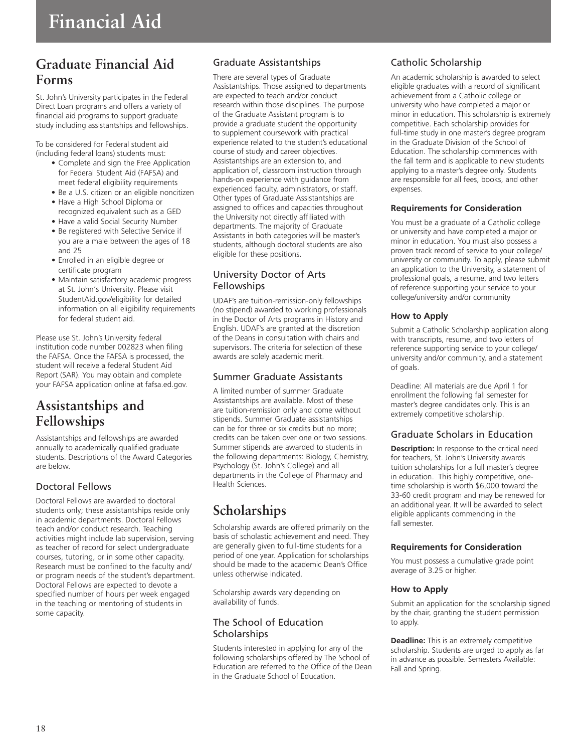# Financial Aid

## Graduate Financial Aid Forms

St. John's University participates in the Federal Direct Loan programs and offers a variety of financial aid programs to support graduate study including assistantships and fellowships.

To be considered for Federal student aid (including federal loans) students must:

- Complete and sign the Free Application for Federal Student Aid (FAFSA) and meet federal eligibility requirements
- Be a U.S. citizen or an eligible noncitizen
- Have a High School Diploma or recognized equivalent such as a GED
- Have a valid Social Security Number
- Be registered with Selective Service if you are a male between the ages of 18 and 25
- Enrolled in an eligible degree or certificate program
- Maintain satisfactory academic progress at St. John's University. Please visit StudentAid.gov/eligibility for detailed information on all eligibility requirements for federal student aid.

Please use St. John's University federal institution code number 002823 when filing the FAFSA. Once the FAFSA is processed, the student will receive a federal Student Aid Report (SAR). You may obtain and complete your FAFSA application online at fafsa.ed.gov.

## Assistantships and Fellowships

Assistantships and fellowships are awarded annually to academically qualified graduate students. Descriptions of the Award Categories are below.

### Doctoral Fellows

Doctoral Fellows are awarded to doctoral students only; these assistantships reside only in academic departments. Doctoral Fellows teach and/or conduct research. Teaching activities might include lab supervision, serving as teacher of record for select undergraduate courses, tutoring, or in some other capacity. Research must be confined to the faculty and/or program needs of the student's department. Doctoral Fellows are expected to devote a specified number of hours per week engaged in the teaching or mentoring of students in some capacity.

### Graduate Assistantships

There are several types of Graduate Assistantships. Those assigned to departments are expected to teach and/or conduct research within those disciplines. The purpose of the Graduate Assistant program is to provide a graduate student the opportunity to supplement coursework with practical experience related to the student's educational course of study and career objectives. Assistantships are an extension to, and application of, classroom instruction through hands-on experience with guidance from experienced faculty, administrators, or staff. Other types of Graduate Assistantships are assigned to offices and capacities throughout the University not directly affiliated with departments. The majority of Graduate Assistants in both categories will be master's students, although doctoral students are also eligible for these positions.

### University Doctor of Arts Fellowships

UDAF's are tuition-remission-only fellowships (no stipend) awarded to working professionals in the Doctor of Arts programs in History and English. UDAF's are granted at the discretion of the Deans in consultation with chairs and supervisors. The criteria for selection of these awards are solely academic merit.

### Summer Graduate Assistants

A limited number of summer Graduate Assistantships are available. Most of these are tuition-remission only and come without stipends. Summer Graduate assistantships can be for three or six credits but no more; credits can be taken over one or two sessions. Summer stipends are awarded to students in the following departments: Biology, Chemistry, Psychology (St. John's College) and all departments in the College of Pharmacy and Health Sciences.

## Scholarships

Scholarship awards are offered primarily on the basis of scholastic achievement and need. They are generally given to full-time students for a period of one year. Application for scholarships should be made to the academic Dean's Office unless otherwise indicated.

Scholarship awards vary depending on availability of funds.

### The School of Education Scholarships

Students interested in applying for any of the following scholarships offered by The School of Education are referred to the Office of the Dean in the Graduate School of Education.

### Catholic Scholarship

An academic scholarship is awarded to select eligible graduates with a record of significant achievement from a Catholic college or university who have completed a major or minor in education. This scholarship is extremely competitive. Each scholarship provides for full-time study in one master's degree program in the Graduate Division of the School of Education. The scholarship commences with the fall term and is applicable to new students applying to a master's degree only. Students are responsible for all fees, books, and other expenses.

**Requirements for Consideration**

You must be a graduate of a Catholic college or university and have completed a major or minor in education. You must also possess a proven track record of service to your college/university or community. To apply, please submit an application to the University, a statement of professional goals, a resume, and two letters of reference supporting your service to your college/university and/or community

**How to Apply**

Submit a Catholic Scholarship application along with transcripts, resume, and two letters of reference supporting service to your college/university and/or community, and a statement of goals.

Deadline: All materials are due April 1 for enrollment the following fall semester for master's degree candidates only. This is an extremely competitive scholarship.

### Graduate Scholars in Education

**Description:** In response to the critical need for teachers, St. John's University awards tuition scholarships for a full master's degree in education. This highly competitive, one-time scholarship is worth $6,000 toward the 33-60 credit program and may be renewed for an additional year. It will be awarded to select eligible applicants commencing in the fall semester.

**Requirements for Consideration**

You must possess a cumulative grade point average of 3.25 or higher.

**How to Apply**

Submit an application for the scholarship signed by the chair, granting the student permission to apply.

**Deadline:** This is an extremely competitive scholarship. Students are urged to apply as far in advance as possible. Semesters Available: Fall and Spring.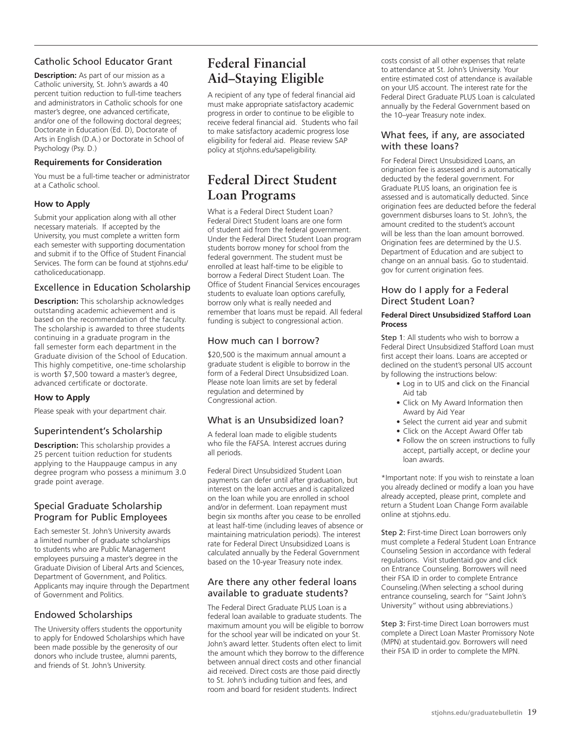### Catholic School Educator Grant

**Description:** As part of our mission as a Catholic university, St. John's awards a 40 percent tuition reduction to full-time teachers and administrators in Catholic schools for one master's degree, one advanced certificate, and/or one of the following doctoral degrees; Doctorate in Education (Ed. D), Doctorate of Arts in English (D.A.) or Doctorate in School of Psychology (Psy. D.)

**Requirements for Consideration**

You must be a full-time teacher or administrator at a Catholic school.

**How to Apply**

Submit your application along with all other necessary materials. If accepted by the University, you must complete a written form each semester with supporting documentation and submit if to the Office of Student Financial Services. The form can be found at stjohns.edu/catholiceducationapp.

### Excellence in Education Scholarship

**Description:** This scholarship acknowledges outstanding academic achievement and is based on the recommendation of the faculty. The scholarship is awarded to three students continuing in a graduate program in the fall semester form each department in the Graduate division of the School of Education. This highly competitive, one-time scholarship is worth $7,500 toward a master's degree, advanced certificate or doctorate.

**How to Apply**

Please speak with your department chair.

### Superintendent's Scholarship

**Description:** This scholarship provides a 25 percent tuition reduction for students applying to the Hauppauge campus in any degree program who possess a minimum 3.0 grade point average.

### Special Graduate Scholarship Program for Public Employees

Each semester St. John's University awards a limited number of graduate scholarships to students who are Public Management employees pursuing a master's degree in the Graduate Division of Liberal Arts and Sciences, Department of Government, and Politics. Applicants may inquire through the Department of Government and Politics.

### Endowed Scholarships

The University offers students the opportunity to apply for Endowed Scholarships which have been made possible by the generosity of our donors who include trustee, alumni parents, and friends of St. John's University.

## Federal Financial Aid–Staying Eligible

A recipient of any type of federal financial aid must make appropriate satisfactory academic progress in order to continue to be eligible to receive federal financial aid. Students who fail to make satisfactory academic progress lose eligibility for federal aid. Please review SAP policy at stjohns.edu/sapeligibility.

## Federal Direct Student Loan Programs

What is a Federal Direct Student Loan? Federal Direct Student loans are one form of student aid from the federal government. Under the Federal Direct Student Loan program students borrow money for school from the federal government. The student must be enrolled at least half-time to be eligible to borrow a Federal Direct Student Loan. The Office of Student Financial Services encourages students to evaluate loan options carefully, borrow only what is really needed and remember that loans must be repaid. All federal funding is subject to congressional action.

### How much can I borrow?

$20,500 is the maximum annual amount a graduate student is eligible to borrow in the form of a Federal Direct Unsubsidized Loan. Please note loan limits are set by federal regulation and determined by Congressional action.

### What is an Unsubsidized loan?

A federal loan made to eligible students who file the FAFSA. Interest accrues during all periods.

Federal Direct Unsubsidized Student Loan payments can defer until after graduation, but interest on the loan accrues and is capitalized on the loan while you are enrolled in school and/or in deferment. Loan repayment must begin six months after you cease to be enrolled at least half-time (including leaves of absence or maintaining matriculation periods). The interest rate for Federal Direct Unsubsidized Loans is calculated annually by the Federal Government based on the 10-year Treasury note index.

### Are there any other federal loans available to graduate students?

The Federal Direct Graduate PLUS Loan is a federal loan available to graduate students. The maximum amount you will be eligible to borrow for the school year will be indicated on your St. John's award letter. Students often elect to limit the amount which they borrow to the difference between annual direct costs and other financial aid received. Direct costs are those paid directly to St. John's including tuition and fees, and room and board for resident students. Indirect costs consist of all other expenses that relate to attendance at St. John's University. Your entire estimated cost of attendance is available on your UIS account. The interest rate for the Federal Direct Graduate PLUS Loan is calculated annually by the Federal Government based on the 10–year Treasury note index.

### What fees, if any, are associated with these loans?

For Federal Direct Unsubsidized Loans, an origination fee is assessed and is automatically deducted by the federal government. For Graduate PLUS loans, an origination fee is assessed and is automatically deducted. Since origination fees are deducted before the federal government disburses loans to St. John's, the amount credited to the student's account will be less than the loan amount borrowed. Origination fees are determined by the U.S. Department of Education and are subject to change on an annual basis. Go to studentaid.gov for current origination fees.

### How do I apply for a Federal Direct Student Loan?

**Federal Direct Unsubsidized Stafford Loan Process**

Step 1: All students who wish to borrow a Federal Direct Unsubsidized Stafford Loan must first accept their loans. Loans are accepted or declined on the student's personal UIS account by following the instructions below:

- Log in to UIS and click on the Financial Aid tab
- Click on My Award Information then Award by Aid Year
- Select the current aid year and submit
- Click on the Accept Award Offer tab
- Follow the on screen instructions to fully accept, partially accept, or decline your loan awards.

*Important note: If you wish to reinstate a loan you already declined or modify a loan you have already accepted, please print, complete and return a Student Loan Change Form available online at stjohns.edu.

Step 2: First-time Direct Loan borrowers only must complete a Federal Student Loan Entrance Counseling Session in accordance with federal regulations. Visit studentaid.gov and click on Entrance Counseling. Borrowers will need their FSA ID in order to complete Entrance Counseling.(When selecting a school during entrance counseling, search for "Saint John's University" without using abbreviations.)

Step 3: First-time Direct Loan borrowers must complete a Direct Loan Master Promissory Note (MPN) at studentaid.gov. Borrowers will need their FSA ID in order to complete the MPN.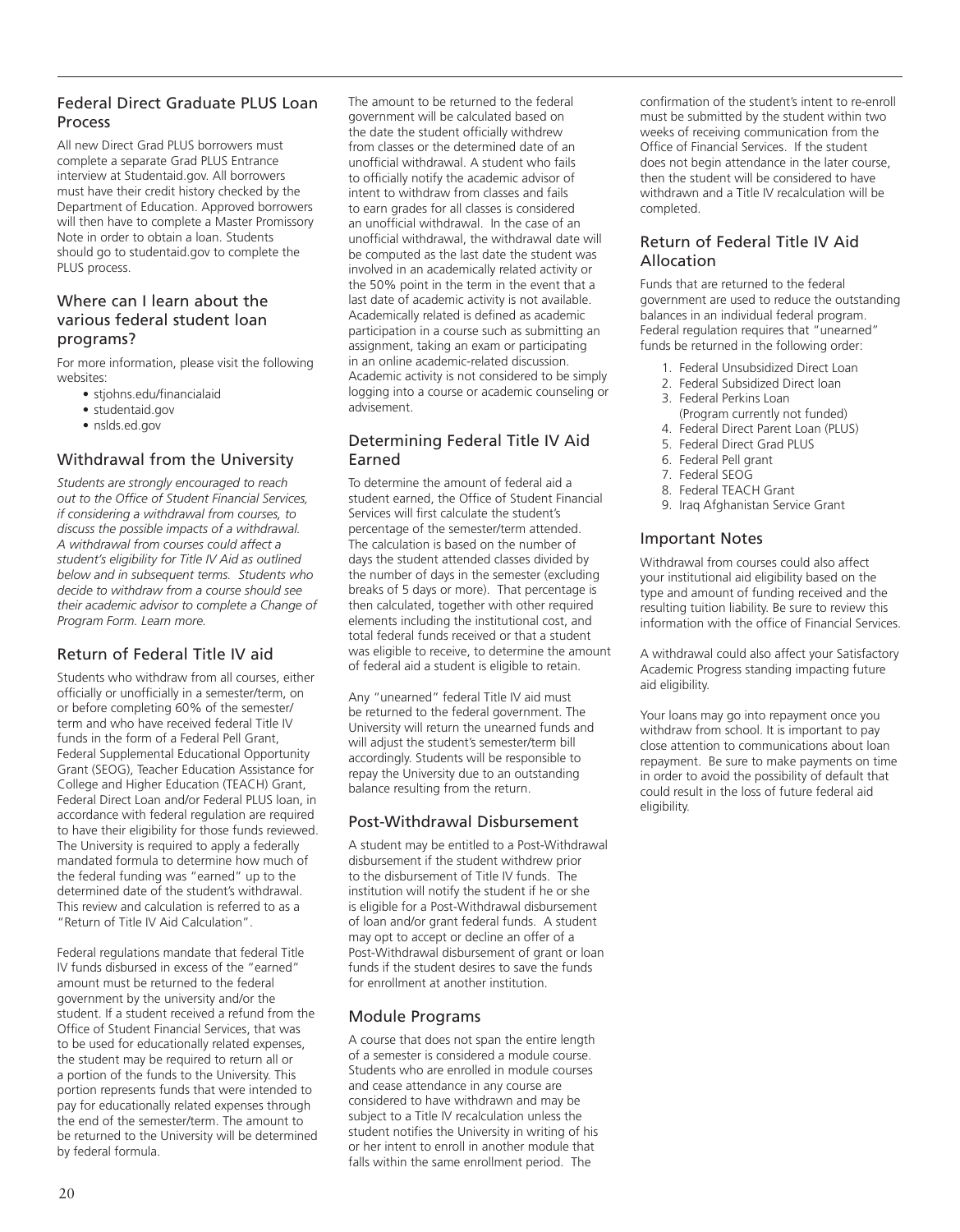## Federal Direct Graduate PLUS Loan Process

All new Direct Grad PLUS borrowers must complete a separate Grad PLUS Entrance interview at Studentaid.gov. All borrowers must have their credit history checked by the Department of Education. Approved borrowers will then have to complete a Master Promissory Note in order to obtain a loan. Students should go to studentaid.gov to complete the PLUS process.

## Where can I learn about the various federal student loan programs?

For more information, please visit the following websites:

- stjohns.edu/financialaid
- studentaid.gov
- nslds.ed.gov

## Withdrawal from the University

*Students are strongly encouraged to reach out to the Office of Student Financial Services, if considering a withdrawal from courses, to discuss the possible impacts of a withdrawal. A withdrawal from courses could affect a student's eligibility for Title IV Aid as outlined below and in subsequent terms. Students who decide to withdraw from a course should see their academic advisor to complete a Change of Program Form. Learn more.*

## Return of Federal Title IV aid

Students who withdraw from all courses, either officially or unofficially in a semester/term, on or before completing 60% of the semester/term and who have received federal Title IV funds in the form of a Federal Pell Grant, Federal Supplemental Educational Opportunity Grant (SEOG), Teacher Education Assistance for College and Higher Education (TEACH) Grant, Federal Direct Loan and/or Federal PLUS loan, in accordance with federal regulation are required to have their eligibility for those funds reviewed. The University is required to apply a federally mandated formula to determine how much of the federal funding was "earned" up to the determined date of the student's withdrawal. This review and calculation is referred to as a "Return of Title IV Aid Calculation".

Federal regulations mandate that federal Title IV funds disbursed in excess of the "earned" amount must be returned to the federal government by the university and/or the student. If a student received a refund from the Office of Student Financial Services, that was to be used for educationally related expenses, the student may be required to return all or a portion of the funds to the University. This portion represents funds that were intended to pay for educationally related expenses through the end of the semester/term. The amount to be returned to the University will be determined by federal formula.

The amount to be returned to the federal government will be calculated based on the date the student officially withdrew from classes or the determined date of an unofficial withdrawal. A student who fails to officially notify the academic advisor of intent to withdraw from classes and fails to earn grades for all classes is considered an unofficial withdrawal. In the case of an unofficial withdrawal, the withdrawal date will be computed as the last date the student was involved in an academically related activity or the 50% point in the term in the event that a last date of academic activity is not available. Academically related is defined as academic participation in a course such as submitting an assignment, taking an exam or participating in an online academic-related discussion. Academic activity is not considered to be simply logging into a course or academic counseling or advisement.

## Determining Federal Title IV Aid Earned

To determine the amount of federal aid a student earned, the Office of Student Financial Services will first calculate the student's percentage of the semester/term attended. The calculation is based on the number of days the student attended classes divided by the number of days in the semester (excluding breaks of 5 days or more). That percentage is then calculated, together with other required elements including the institutional cost, and total federal funds received or that a student was eligible to receive, to determine the amount of federal aid a student is eligible to retain.

Any "unearned" federal Title IV aid must be returned to the federal government. The University will return the unearned funds and will adjust the student's semester/term bill accordingly. Students will be responsible to repay the University due to an outstanding balance resulting from the return.

## Post-Withdrawal Disbursement

A student may be entitled to a Post-Withdrawal disbursement if the student withdrew prior to the disbursement of Title IV funds. The institution will notify the student if he or she is eligible for a Post-Withdrawal disbursement of loan and/or grant federal funds. A student may opt to accept or decline an offer of a Post-Withdrawal disbursement of grant or loan funds if the student desires to save the funds for enrollment at another institution.

## Module Programs

A course that does not span the entire length of a semester is considered a module course. Students who are enrolled in module courses and cease attendance in any course are considered to have withdrawn and may be subject to a Title IV recalculation unless the student notifies the University in writing of his or her intent to enroll in another module that falls within the same enrollment period. The confirmation of the student's intent to re-enroll must be submitted by the student within two weeks of receiving communication from the Office of Financial Services. If the student does not begin attendance in the later course, then the student will be considered to have withdrawn and a Title IV recalculation will be completed.

## Return of Federal Title IV Aid Allocation

Funds that are returned to the federal government are used to reduce the outstanding balances in an individual federal program. Federal regulation requires that "unearned" funds be returned in the following order:

1. Federal Unsubsidized Direct Loan
2. Federal Subsidized Direct loan
3. Federal Perkins Loan (Program currently not funded)
4. Federal Direct Parent Loan (PLUS)
5. Federal Direct Grad PLUS
6. Federal Pell grant
7. Federal SEOG
8. Federal TEACH Grant
9. Iraq Afghanistan Service Grant

## Important Notes

Withdrawal from courses could also affect your institutional aid eligibility based on the type and amount of funding received and the resulting tuition liability. Be sure to review this information with the office of Financial Services.

A withdrawal could also affect your Satisfactory Academic Progress standing impacting future aid eligibility.

Your loans may go into repayment once you withdraw from school. It is important to pay close attention to communications about loan repayment. Be sure to make payments on time in order to avoid the possibility of default that could result in the loss of future federal aid eligibility.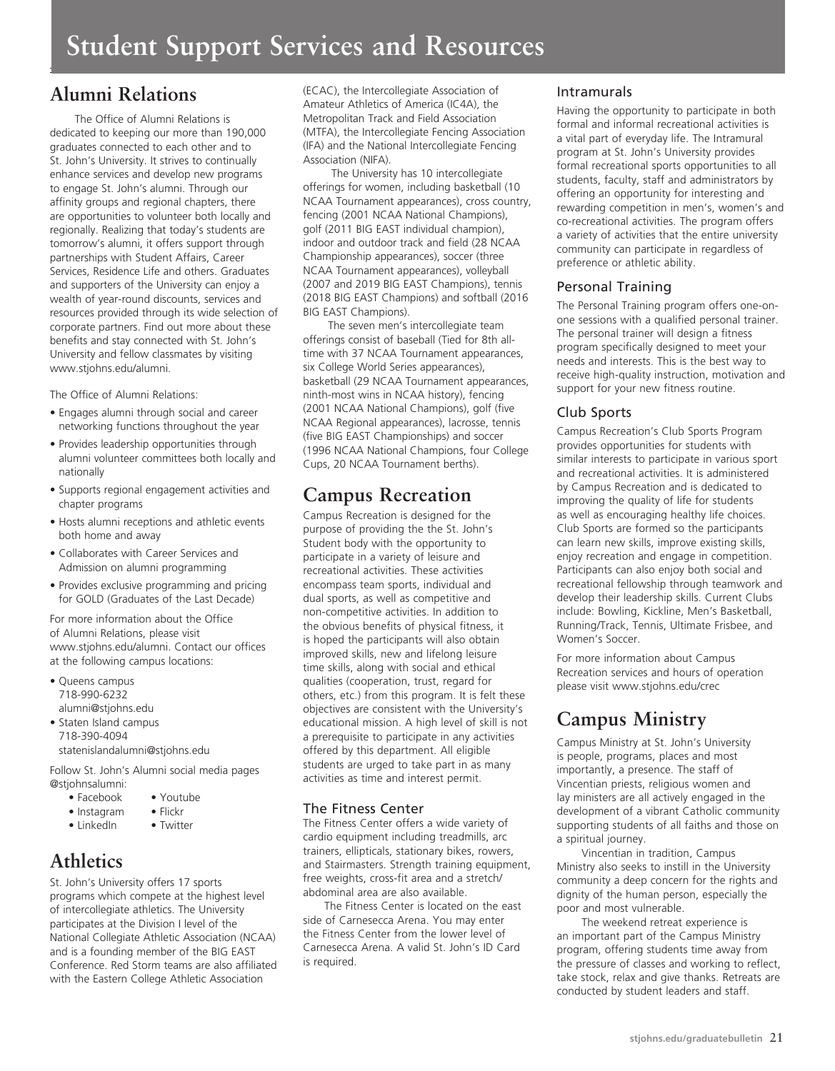# Student Support Services and Resources

## Alumni Relations

The Office of Alumni Relations is dedicated to keeping our more than 190,000 graduates connected to each other and to St. John's University. It strives to continually enhance services and develop new programs to engage St. John's alumni. Through our affinity groups and regional chapters, there are opportunities to volunteer both locally and regionally. Realizing that today's students are tomorrow's alumni, it offers support through partnerships with Student Affairs, Career Services, Residence Life and others. Graduates and supporters of the University can enjoy a wealth of year-round discounts, services and resources provided through its wide selection of corporate partners. Find out more about these benefits and stay connected with St. John's University and fellow classmates by visiting www.stjohns.edu/alumni.

The Office of Alumni Relations:

- Engages alumni through social and career networking functions throughout the year
- Provides leadership opportunities through alumni volunteer committees both locally and nationally
- Supports regional engagement activities and chapter programs
- Hosts alumni receptions and athletic events both home and away
- Collaborates with Career Services and Admission on alumni programming
- Provides exclusive programming and pricing for GOLD (Graduates of the Last Decade)

For more information about the Office of Alumni Relations, please visit www.stjohns.edu/alumni. Contact our offices at the following campus locations:

- Queens campus
  718-990-6232
  alumni@stjohns.edu
- Staten Island campus
  718-390-4094
  statenislandalumni@stjohns.edu

Follow St. John's Alumni social media pages @stjohnsalumni:

- Facebook
- Youtube
- Instagram
- Flickr
- LinkedIn
- Twitter

## Athletics

St. John's University offers 17 sports programs which compete at the highest level of intercollegiate athletics. The University participates at the Division I level of the National Collegiate Athletic Association (NCAA) and is a founding member of the BIG EAST Conference. Red Storm teams are also affiliated with the Eastern College Athletic Association (ECAC), the Intercollegiate Association of Amateur Athletics of America (IC4A), the Metropolitan Track and Field Association (MTFA), the Intercollegiate Fencing Association (IFA) and the National Intercollegiate Fencing Association (NIFA).

The University has 10 intercollegiate offerings for women, including basketball (10 NCAA Tournament appearances), cross country, fencing (2001 NCAA National Champions), golf (2011 BIG EAST individual champion), indoor and outdoor track and field (28 NCAA Championship appearances), soccer (three NCAA Tournament appearances), volleyball (2007 and 2019 BIG EAST Champions), tennis (2018 BIG EAST Champions) and softball (2016 BIG EAST Champions).

The seven men's intercollegiate team offerings consist of baseball (Tied for 8th all-time with 37 NCAA Tournament appearances, six College World Series appearances), basketball (29 NCAA Tournament appearances, ninth-most wins in NCAA history), fencing (2001 NCAA National Champions), golf (five NCAA Regional appearances), lacrosse, tennis (five BIG EAST Championships) and soccer (1996 NCAA National Champions, four College Cups, 20 NCAA Tournament berths).

## Campus Recreation

Campus Recreation is designed for the purpose of providing the the St. John's Student body with the opportunity to participate in a variety of leisure and recreational activities. These activities encompass team sports, individual and dual sports, as well as competitive and non-competitive activities. In addition to the obvious benefits of physical fitness, it is hoped the participants will also obtain improved skills, new and lifelong leisure time skills, along with social and ethical qualities (cooperation, trust, regard for others, etc.) from this program. It is felt these objectives are consistent with the University's educational mission. A high level of skill is not a prerequisite to participate in any activities offered by this department. All eligible students are urged to take part in as many activities as time and interest permit.

### The Fitness Center

The Fitness Center offers a wide variety of cardio equipment including treadmills, arc trainers, ellipticals, stationary bikes, rowers, and Stairmasters. Strength training equipment, free weights, cross-fit area and a stretch/abdominal area are also available.

The Fitness Center is located on the east side of Carnesecca Arena. You may enter the Fitness Center from the lower level of Carnesecca Arena. A valid St. John's ID Card is required.

### Intramurals

Having the opportunity to participate in both formal and informal recreational activities is a vital part of everyday life. The Intramural program at St. John's University provides formal recreational sports opportunities to all students, faculty, staff and administrators by offering an opportunity for interesting and rewarding competition in men's, women's and co-recreational activities. The program offers a variety of activities that the entire university community can participate in regardless of preference or athletic ability.

### Personal Training

The Personal Training program offers one-on-one sessions with a qualified personal trainer. The personal trainer will design a fitness program specifically designed to meet your needs and interests. This is the best way to receive high-quality instruction, motivation and support for your new fitness routine.

### Club Sports

Campus Recreation's Club Sports Program provides opportunities for students with similar interests to participate in various sport and recreational activities. It is administered by Campus Recreation and is dedicated to improving the quality of life for students as well as encouraging healthy life choices. Club Sports are formed so the participants can learn new skills, improve existing skills, enjoy recreation and engage in competition. Participants can also enjoy both social and recreational fellowship through teamwork and develop their leadership skills. Current Clubs include: Bowling, Kickline, Men's Basketball, Running/Track, Tennis, Ultimate Frisbee, and Women's Soccer.

For more information about Campus Recreation services and hours of operation please visit www.stjohns.edu/crec

## Campus Ministry

Campus Ministry at St. John's University is people, programs, places and most importantly, a presence. The staff of Vincentian priests, religious women and lay ministers are all actively engaged in the development of a vibrant Catholic community supporting students of all faiths and those on a spiritual journey.

Vincentian in tradition, Campus Ministry also seeks to instill in the University community a deep concern for the rights and dignity of the human person, especially the poor and most vulnerable.

The weekend retreat experience is an important part of the Campus Ministry program, offering students time away from the pressure of classes and working to reflect, take stock, relax and give thanks. Retreats are conducted by student leaders and staff.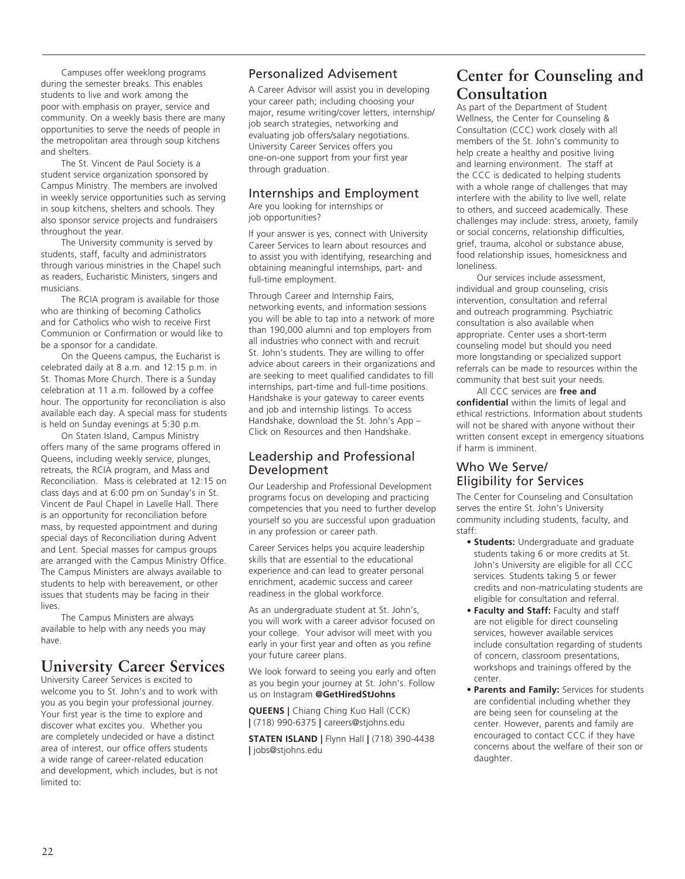Campuses offer weeklong programs during the semester breaks. This enables students to live and work among the poor with emphasis on prayer, service and community. On a weekly basis there are many opportunities to serve the needs of people in the metropolitan area through soup kitchens and shelters.

The St. Vincent de Paul Society is a student service organization sponsored by Campus Ministry. The members are involved in weekly service opportunities such as serving in soup kitchens, shelters and schools. They also sponsor service projects and fundraisers throughout the year.

The University community is served by students, staff, faculty and administrators through various ministries in the Chapel such as readers, Eucharistic Ministers, singers and musicians.

The RCIA program is available for those who are thinking of becoming Catholics and for Catholics who wish to receive First Communion or Confirmation or would like to be a sponsor for a candidate.

On the Queens campus, the Eucharist is celebrated daily at 8 a.m. and 12:15 p.m. in St. Thomas More Church. There is a Sunday celebration at 11 a.m. followed by a coffee hour. The opportunity for reconciliation is also available each day. A special mass for students is held on Sunday evenings at 5:30 p.m.

On Staten Island, Campus Ministry offers many of the same programs offered in Queens, including weekly service, plunges, retreats, the RCIA program, and Mass and Reconciliation. Mass is celebrated at 12:15 on class days and at 6:00 pm on Sunday's in St. Vincent de Paul Chapel in Lavelle Hall. There is an opportunity for reconciliation before mass, by requested appointment and during special days of Reconciliation during Advent and Lent. Special masses for campus groups are arranged with the Campus Ministry Office. The Campus Ministers are always available to students to help with bereavement, or other issues that students may be facing in their lives.

The Campus Ministers are always available to help with any needs you may have.

# University Career Services

University Career Services is excited to welcome you to St. John's and to work with you as you begin your professional journey. Your first year is the time to explore and discover what excites you. Whether you are completely undecided or have a distinct area of interest, our office offers students a wide range of career-related education and development, which includes, but is not limited to:

## Personalized Advisement

A Career Advisor will assist you in developing your career path; including choosing your major, resume writing/cover letters, internship/job search strategies, networking and evaluating job offers/salary negotiations. University Career Services offers you one-on-one support from your first year through graduation.

## Internships and Employment

Are you looking for internships or job opportunities?

If your answer is yes, connect with University Career Services to learn about resources and to assist you with identifying, researching and obtaining meaningful internships, part- and full-time employment.

Through Career and Internship Fairs, networking events, and information sessions you will be able to tap into a network of more than 190,000 alumni and top employers from all industries who connect with and recruit St. John's students. They are willing to offer advice about careers in their organizations and are seeking to meet qualified candidates to fill internships, part-time and full-time positions. Handshake is your gateway to career events and job and internship listings. To access Handshake, download the St. John's App – Click on Resources and then Handshake.

## Leadership and Professional Development

Our Leadership and Professional Development programs focus on developing and practicing competencies that you need to further develop yourself so you are successful upon graduation in any profession or career path.

Career Services helps you acquire leadership skills that are essential to the educational experience and can lead to greater personal enrichment, academic success and career readiness in the global workforce.

As an undergraduate student at St. John's, you will work with a career advisor focused on your college. Your advisor will meet with you early in your first year and often as you refine your future career plans.

We look forward to seeing you early and often as you begin your journey at St. John's. Follow us on Instagram **@GetHiredStJohns**

**QUEENS |** Chiang Ching Kuo Hall (CCK) **|** (718) 990-6375 **|** careers@stjohns.edu

**STATEN ISLAND |** Flynn Hall **|** (718) 390-4438 **|** jobs@stjohns.edu

# Center for Counseling and Consultation

As part of the Department of Student Wellness, the Center for Counseling & Consultation (CCC) work closely with all members of the St. John's community to help create a healthy and positive living and learning environment. The staff at the CCC is dedicated to helping students with a whole range of challenges that may interfere with the ability to live well, relate to others, and succeed academically. These challenges may include: stress, anxiety, family or social concerns, relationship difficulties, grief, trauma, alcohol or substance abuse, food relationship issues, homesickness and loneliness.

Our services include assessment, individual and group counseling, crisis intervention, consultation and referral and outreach programming. Psychiatric consultation is also available when appropriate. Center uses a short-term counseling model but should you need more longstanding or specialized support referrals can be made to resources within the community that best suit your needs.

All CCC services are **free and confidential** within the limits of legal and ethical restrictions. Information about students will not be shared with anyone without their written consent except in emergency situations if harm is imminent.

## Who We Serve/ Eligibility for Services

The Center for Counseling and Consultation serves the entire St. John's University community including students, faculty, and staff:

- **Students:** Undergraduate and graduate students taking 6 or more credits at St. John's University are eligible for all CCC services. Students taking 5 or fewer credits and non-matriculating students are eligible for consultation and referral.
- **Faculty and Staff:** Faculty and staff are not eligible for direct counseling services, however available services include consultation regarding of students of concern, classroom presentations, workshops and trainings offered by the center.
- **Parents and Family:** Services for students are confidential including whether they are being seen for counseling at the center. However, parents and family are encouraged to contact CCC if they have concerns about the welfare of their son or daughter.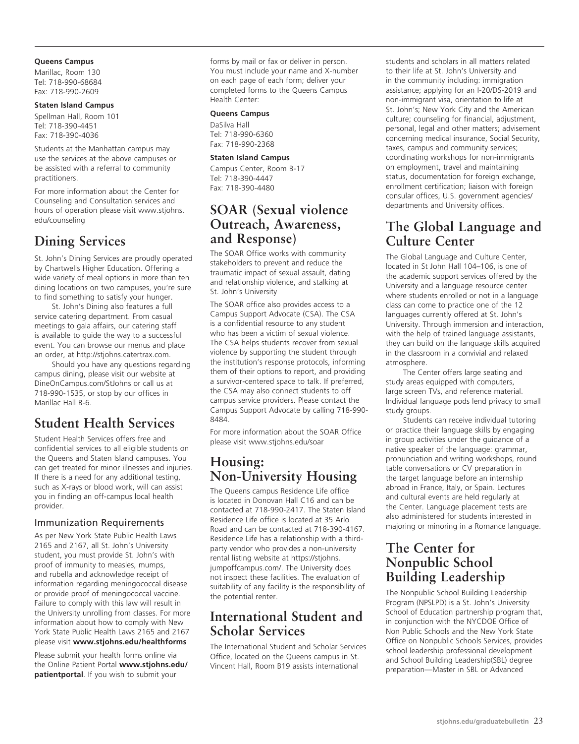**Queens Campus**

Marillac, Room 130
Tel: 718-990-68684
Fax: 718-990-2609

**Staten Island Campus**

Spellman Hall, Room 101
Tel: 718-390-4451
Fax: 718-390-4036

Students at the Manhattan campus may use the services at the above campuses or be assisted with a referral to community practitioners.

For more information about the Center for Counseling and Consultation services and hours of operation please visit www.stjohns.edu/counseling

## Dining Services

St. John's Dining Services are proudly operated by Chartwells Higher Education. Offering a wide variety of meal options in more than ten dining locations on two campuses, you're sure to find something to satisfy your hunger.

St. John's Dining also features a full service catering department. From casual meetings to gala affairs, our catering staff is available to guide the way to a successful event. You can browse our menus and place an order, at http://stjohns.catertrax.com.

Should you have any questions regarding campus dining, please visit our website at DineOnCampus.com/StJohns or call us at 718-990-1535, or stop by our offices in Marillac Hall B-6.

## Student Health Services

Student Health Services offers free and confidential services to all eligible students on the Queens and Staten Island campuses. You can get treated for minor illnesses and injuries. If there is a need for any additional testing, such as X-rays or blood work, will can assist you in finding an off-campus local health provider.

### Immunization Requirements

As per New York State Public Health Laws 2165 and 2167, all St. John's University student, you must provide St. John's with proof of immunity to measles, mumps, and rubella and acknowledge receipt of information regarding meningococcal disease or provide proof of meningococcal vaccine. Failure to comply with this law will result in the University unrolling from classes. For more information about how to comply with New York State Public Health Laws 2165 and 2167 please visit **www.stjohns.edu/healthforms**

Please submit your health forms online via the Online Patient Portal **www.stjohns.edu/patientportal**. If you wish to submit your forms by mail or fax or deliver in person. You must include your name and X-number on each page of each form; deliver your completed forms to the Queens Campus Health Center:

**Queens Campus**

DaSilva Hall
Tel: 718-990-6360
Fax: 718-990-2368

**Staten Island Campus**

Campus Center, Room B-17
Tel: 718-390-4447
Fax: 718-390-4480

## SOAR (Sexual violence Outreach, Awareness, and Response)

The SOAR Office works with community stakeholders to prevent and reduce the traumatic impact of sexual assault, dating and relationship violence, and stalking at St. John's University

The SOAR office also provides access to a Campus Support Advocate (CSA). The CSA is a confidential resource to any student who has been a victim of sexual violence. The CSA helps students recover from sexual violence by supporting the student through the institution's response protocols, informing them of their options to report, and providing a survivor-centered space to talk. If preferred, the CSA may also connect students to off campus service providers. Please contact the Campus Support Advocate by calling 718-990-8484.

For more information about the SOAR Office please visit www.stjohns.edu/soar

## Housing: Non-University Housing

The Queens campus Residence Life office is located in Donovan Hall C16 and can be contacted at 718-990-2417. The Staten Island Residence Life office is located at 35 Arlo Road and can be contacted at 718-390-4167. Residence Life has a relationship with a third-party vendor who provides a non-university rental listing website at https://stjohns.jumpoffcampus.com/. The University does not inspect these facilities. The evaluation of suitability of any facility is the responsibility of the potential renter.

## International Student and Scholar Services

The International Student and Scholar Services Office, located on the Queens campus in St. Vincent Hall, Room B19 assists international students and scholars in all matters related to their life at St. John's University and in the community including: immigration assistance; applying for an I-20/DS-2019 and non-immigrant visa, orientation to life at St. John's; New York City and the American culture; counseling for financial, adjustment, personal, legal and other matters; advisement concerning medical insurance, Social Security, taxes, campus and community services; coordinating workshops for non-immigrants on employment, travel and maintaining status, documentation for foreign exchange, enrollment certification; liaison with foreign consular offices, U.S. government agencies/departments and University offices.

## The Global Language and Culture Center

The Global Language and Culture Center, located in St John Hall 104–106, is one of the academic support services offered by the University and a language resource center where students enrolled or not in a language class can come to practice one of the 12 languages currently offered at St. John's University. Through immersion and interaction, with the help of trained language assistants, they can build on the language skills acquired in the classroom in a convivial and relaxed atmosphere.

The Center offers large seating and study areas equipped with computers, large screen TVs, and reference material. Individual language pods lend privacy to small study groups.

Students can receive individual tutoring or practice their language skills by engaging in group activities under the guidance of a native speaker of the language: grammar, pronunciation and writing workshops, round table conversations or CV preparation in the target language before an internship abroad in France, Italy, or Spain. Lectures and cultural events are held regularly at the Center. Language placement tests are also administered for students interested in majoring or minoring in a Romance language.

## The Center for Nonpublic School Building Leadership

The Nonpublic School Building Leadership Program (NPSLPD) is a St. John's University School of Education partnership program that, in conjunction with the NYCDOE Office of Non Public Schools and the New York State Office on Nonpublic Schools Services, provides school leadership professional development and School Building Leadership(SBL) degree preparation—Master in SBL or Advanced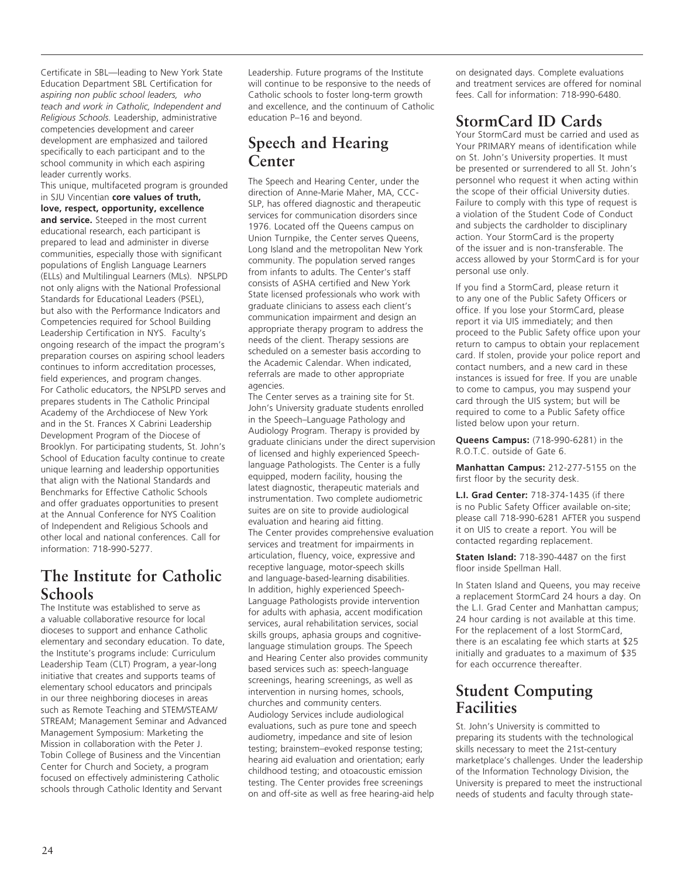Certificate in SBL—leading to New York State Education Department SBL Certification for *aspiring non public school leaders, who teach and work in Catholic, Independent and Religious Schools.* Leadership, administrative competencies development and career development are emphasized and tailored specifically to each participant and to the school community in which each aspiring leader currently works.

This unique, multifaceted program is grounded in SJU Vincentian **core values of truth, love, respect, opportunity, excellence and service.** Steeped in the most current educational research, each participant is prepared to lead and administer in diverse communities, especially those with significant populations of English Language Learners (ELLs) and Multilingual Learners (MLs). NPSLPD not only aligns with the National Professional Standards for Educational Leaders (PSEL), but also with the Performance Indicators and Competencies required for School Building Leadership Certification in NYS. Faculty's ongoing research of the impact the program's preparation courses on aspiring school leaders continues to inform accreditation processes, field experiences, and program changes.

For Catholic educators, the NPSLPD serves and prepares students in The Catholic Principal Academy of the Archdiocese of New York and in the St. Frances X Cabrini Leadership Development Program of the Diocese of Brooklyn. For participating students, St. John's School of Education faculty continue to create unique learning and leadership opportunities that align with the National Standards and Benchmarks for Effective Catholic Schools and offer graduates opportunities to present at the Annual Conference for NYS Coalition of Independent and Religious Schools and other local and national conferences. Call for information: 718-990-5277.

## The Institute for Catholic Schools

The Institute was established to serve as a valuable collaborative resource for local dioceses to support and enhance Catholic elementary and secondary education. To date, the Institute's programs include: Curriculum Leadership Team (CLT) Program, a year-long initiative that creates and supports teams of elementary school educators and principals in our three neighboring dioceses in areas such as Remote Teaching and STEM/STEAM/STREAM; Management Seminar and Advanced Management Symposium: Marketing the Mission in collaboration with the Peter J. Tobin College of Business and the Vincentian Center for Church and Society, a program focused on effectively administering Catholic schools through Catholic Identity and Servant Leadership. Future programs of the Institute will continue to be responsive to the needs of Catholic schools to foster long-term growth and excellence, and the continuum of Catholic education P–16 and beyond.

## Speech and Hearing Center

The Speech and Hearing Center, under the direction of Anne-Marie Maher, MA, CCC-SLP, has offered diagnostic and therapeutic services for communication disorders since 1976. Located off the Queens campus on Union Turnpike, the Center serves Queens, Long Island and the metropolitan New York community. The population served ranges from infants to adults. The Center's staff consists of ASHA certified and New York State licensed professionals who work with graduate clinicians to assess each client's communication impairment and design an appropriate therapy program to address the needs of the client. Therapy sessions are scheduled on a semester basis according to the Academic Calendar. When indicated, referrals are made to other appropriate agencies.

The Center serves as a training site for St. John's University graduate students enrolled in the Speech–Language Pathology and Audiology Program. Therapy is provided by graduate clinicians under the direct supervision of licensed and highly experienced Speech-language Pathologists. The Center is a fully equipped, modern facility, housing the latest diagnostic, therapeutic materials and instrumentation. Two complete audiometric suites are on site to provide audiological evaluation and hearing aid fitting.

The Center provides comprehensive evaluation services and treatment for impairments in articulation, fluency, voice, expressive and receptive language, motor-speech skills and language-based-learning disabilities.

In addition, highly experienced Speech-Language Pathologists provide intervention for adults with aphasia, accent modification services, aural rehabilitation services, social skills groups, aphasia groups and cognitive-language stimulation groups. The Speech and Hearing Center also provides community based services such as: speech-language screenings, hearing screenings, as well as intervention in nursing homes, schools, churches and community centers.

Audiology Services include audiological evaluations, such as pure tone and speech audiometry, impedance and site of lesion testing; brainstem–evoked response testing; hearing aid evaluation and orientation; early childhood testing; and otoacoustic emission testing. The Center provides free screenings on and off-site as well as free hearing-aid help on designated days. Complete evaluations and treatment services are offered for nominal fees. Call for information: 718-990-6480.

## StormCard ID Cards

Your StormCard must be carried and used as Your PRIMARY means of identification while on St. John's University properties. It must be presented or surrendered to all St. John's personnel who request it when acting within the scope of their official University duties. Failure to comply with this type of request is a violation of the Student Code of Conduct and subjects the cardholder to disciplinary action. Your StormCard is the property of the issuer and is non-transferable. The access allowed by your StormCard is for your personal use only.

If you find a StormCard, please return it to any one of the Public Safety Officers or office. If you lose your StormCard, please report it via UIS immediately; and then proceed to the Public Safety office upon your return to campus to obtain your replacement card. If stolen, provide your police report and contact numbers, and a new card in these instances is issued for free. If you are unable to come to campus, you may suspend your card through the UIS system; but will be required to come to a Public Safety office listed below upon your return.

**Queens Campus:** (718-990-6281) in the R.O.T.C. outside of Gate 6.

**Manhattan Campus:** 212-277-5155 on the first floor by the security desk.

**L.I. Grad Center:** 718-374-1435 (if there is no Public Safety Officer available on-site; please call 718-990-6281 AFTER you suspend it on UIS to create a report. You will be contacted regarding replacement.

**Staten Island:** 718-390-4487 on the first floor inside Spellman Hall.

In Staten Island and Queens, you may receive a replacement StormCard 24 hours a day. On the L.I. Grad Center and Manhattan campus; 24 hour carding is not available at this time. For the replacement of a lost StormCard, there is an escalating fee which starts at $25 initially and graduates to a maximum of $35 for each occurrence thereafter.

## Student Computing Facilities

St. John's University is committed to preparing its students with the technological skills necessary to meet the 21st-century marketplace's challenges. Under the leadership of the Information Technology Division, the University is prepared to meet the instructional needs of students and faculty through state-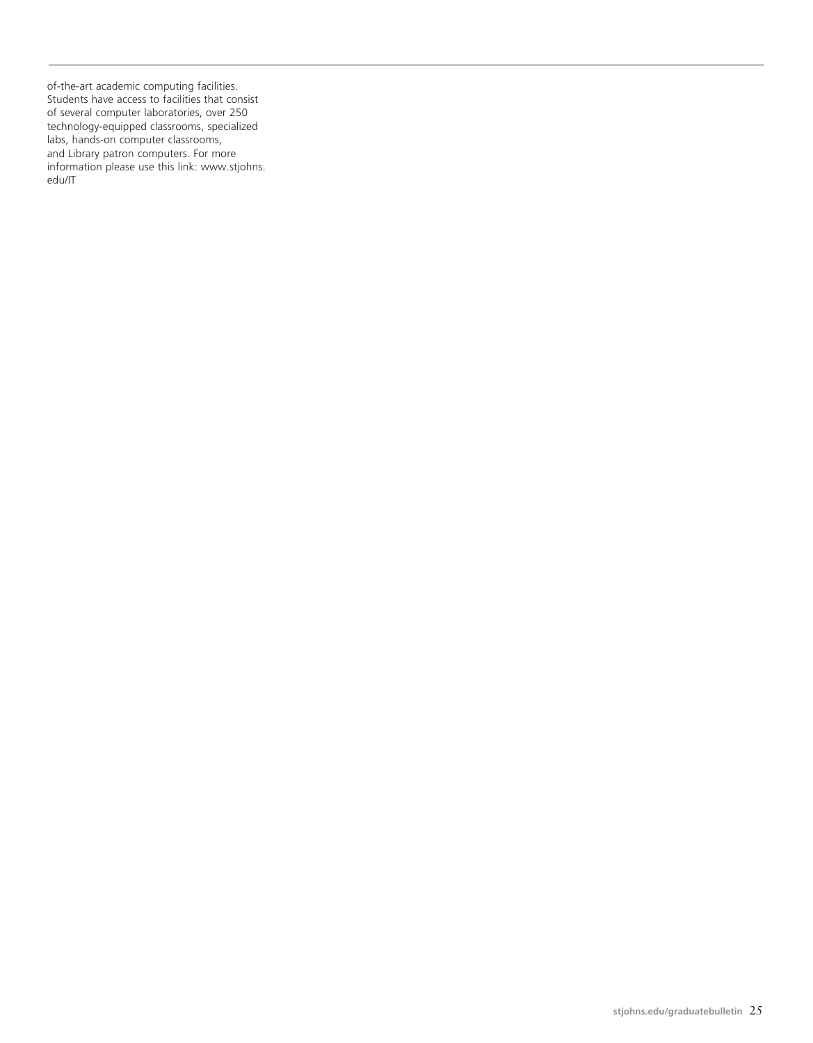of-the-art academic computing facilities. Students have access to facilities that consist of several computer laboratories, over 250 technology-equipped classrooms, specialized labs, hands-on computer classrooms, and Library patron computers. For more information please use this link: www.stjohns.edu/IT